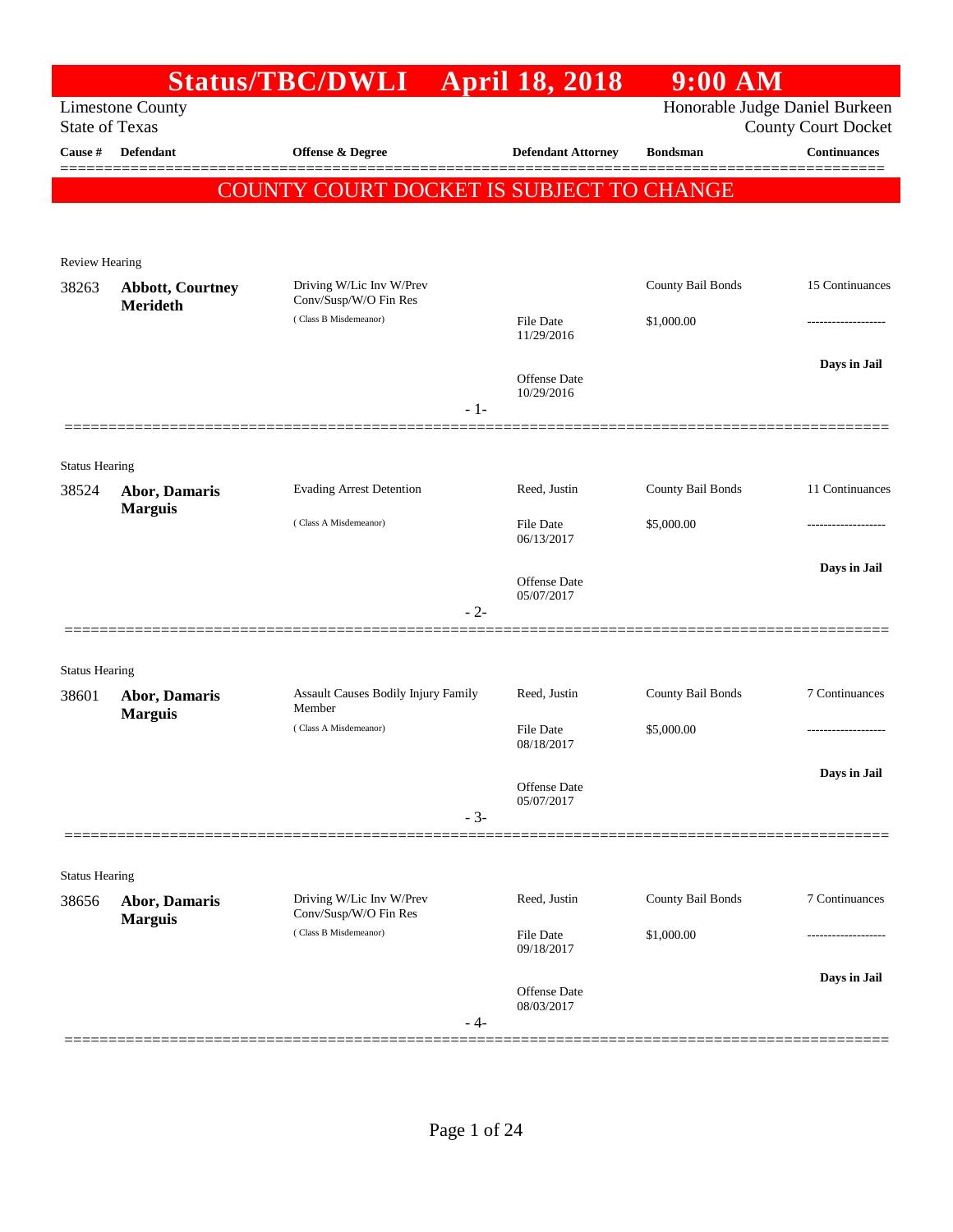# Status/TBC/DWLI April 18, 2018 9:00 AM

Limestone County
State of Texas

Honorable Judge Daniel Burkeen
County Court Docket

**COUNTY COURT DOCKET IS SUBJECT TO CHANGE**

| Cause # | Defendant | Offense & Degree | Defendant Attorney | Bondsman | Continuances |
|---|---|---|---|---|---|
| Review Hearing | | | | | |
| 38263 | **Abbott, Courtney Merideth** | Driving W/Lic Inv W/Prev Conv/Susp/W/O Fin Res (Class B Misdemeanor) | File Date 11/29/2016; Offense Date 10/29/2016 | County Bail Bonds; $1,000.00 | 15 Continuances; Days in Jail |
| | | | - 1- | | |
| Status Hearing | | | | | |
| 38524 | **Abor, Damaris Marguis** | Evading Arrest Detention (Class A Misdemeanor) | Reed, Justin; File Date 06/13/2017; Offense Date 05/07/2017 | County Bail Bonds; $5,000.00 | 11 Continuances; Days in Jail |
| | | | - 2- | | |
| Status Hearing | | | | | |
| 38601 | **Abor, Damaris Marguis** | Assault Causes Bodily Injury Family Member (Class A Misdemeanor) | Reed, Justin; File Date 08/18/2017; Offense Date 05/07/2017 | County Bail Bonds; $5,000.00 | 7 Continuances; Days in Jail |
| | | | - 3- | | |
| Status Hearing | | | | | |
| 38656 | **Abor, Damaris Marguis** | Driving W/Lic Inv W/Prev Conv/Susp/W/O Fin Res (Class B Misdemeanor) | Reed, Justin; File Date 09/18/2017; Offense Date 08/03/2017 | County Bail Bonds; $1,000.00 | 7 Continuances; Days in Jail |
| | | | - 4- | | |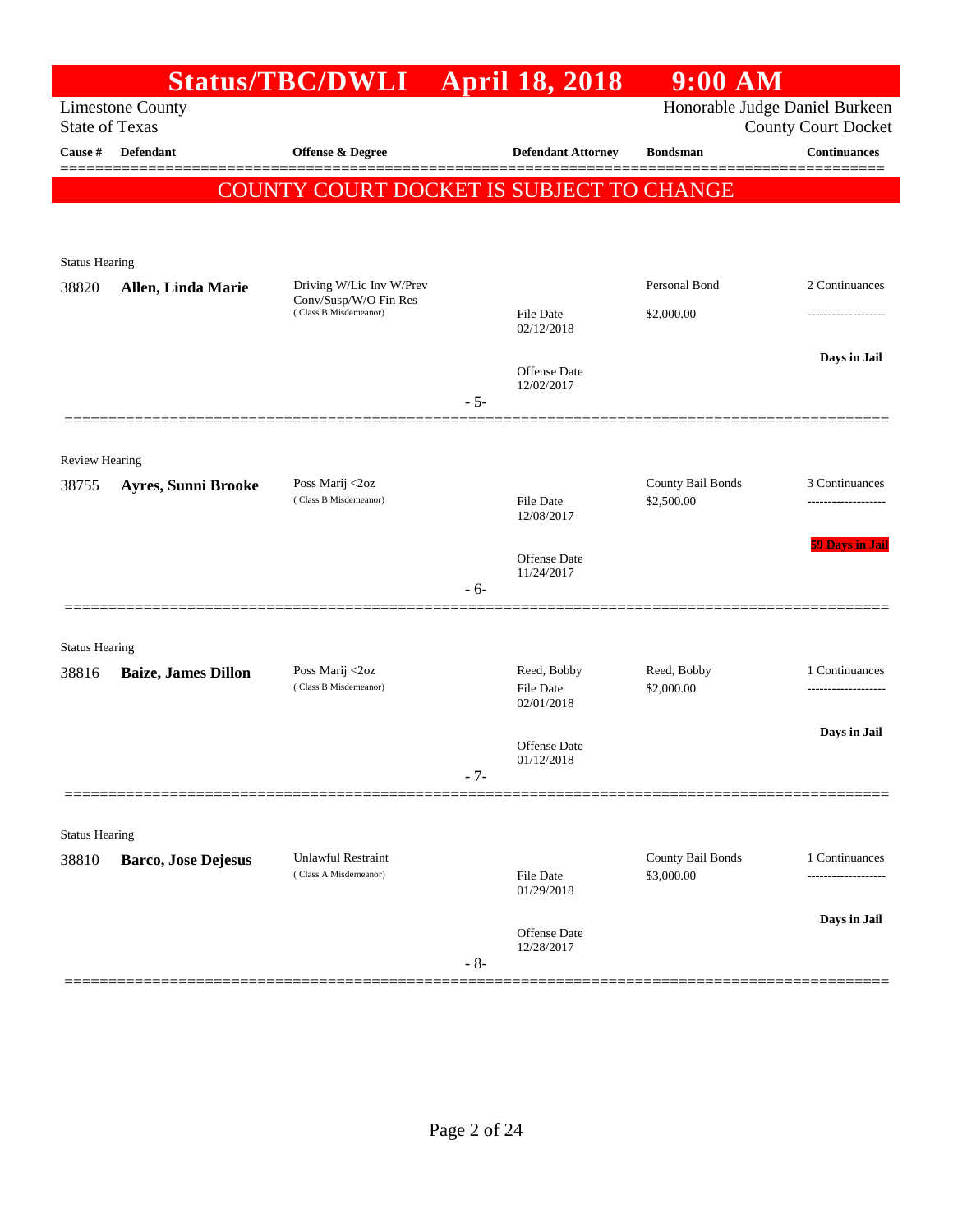# Status/TBC/DWLI April 18, 2018 9:00 AM

Limestone County
State of Texas

Honorable Judge Daniel Burkeen
County Court Docket

| Cause # | Defendant | Offense & Degree | Defendant Attorney | Bondsman | Continuances |
|---|---|---|---|---|---|

**COUNTY COURT DOCKET IS SUBJECT TO CHANGE**

---

Status Hearing

| Cause # | Defendant | Offense & Degree | Defendant Attorney | Bondsman | Continuances |
|---|---|---|---|---|---|
| 38820 | **Allen, Linda Marie** | Driving W/Lic Inv W/Prev Conv/Susp/W/O Fin Res (Class B Misdemeanor) | File Date 02/12/2018; Offense Date 12/02/2017 | Personal Bond $2,000.00 | 2 Continuances; Days in Jail |

- 5-

---

Review Hearing

| Cause # | Defendant | Offense & Degree | Defendant Attorney | Bondsman | Continuances |
|---|---|---|---|---|---|
| 38755 | **Ayres, Sunni Brooke** | Poss Marij <2oz (Class B Misdemeanor) | File Date 12/08/2017; Offense Date 11/24/2017 | County Bail Bonds $2,500.00 | 3 Continuances; 59 Days in Jail |

- 6-

---

Status Hearing

| Cause # | Defendant | Offense & Degree | Defendant Attorney | Bondsman | Continuances |
|---|---|---|---|---|---|
| 38816 | **Baize, James Dillon** | Poss Marij <2oz (Class B Misdemeanor) | Reed, Bobby; File Date 02/01/2018; Offense Date 01/12/2018 | Reed, Bobby $2,000.00 | 1 Continuances; Days in Jail |

- 7-

---

Status Hearing

| Cause # | Defendant | Offense & Degree | Defendant Attorney | Bondsman | Continuances |
|---|---|---|---|---|---|
| 38810 | **Barco, Jose Dejesus** | Unlawful Restraint (Class A Misdemeanor) | File Date 01/29/2018; Offense Date 12/28/2017 | County Bail Bonds $3,000.00 | 1 Continuances; Days in Jail |

- 8-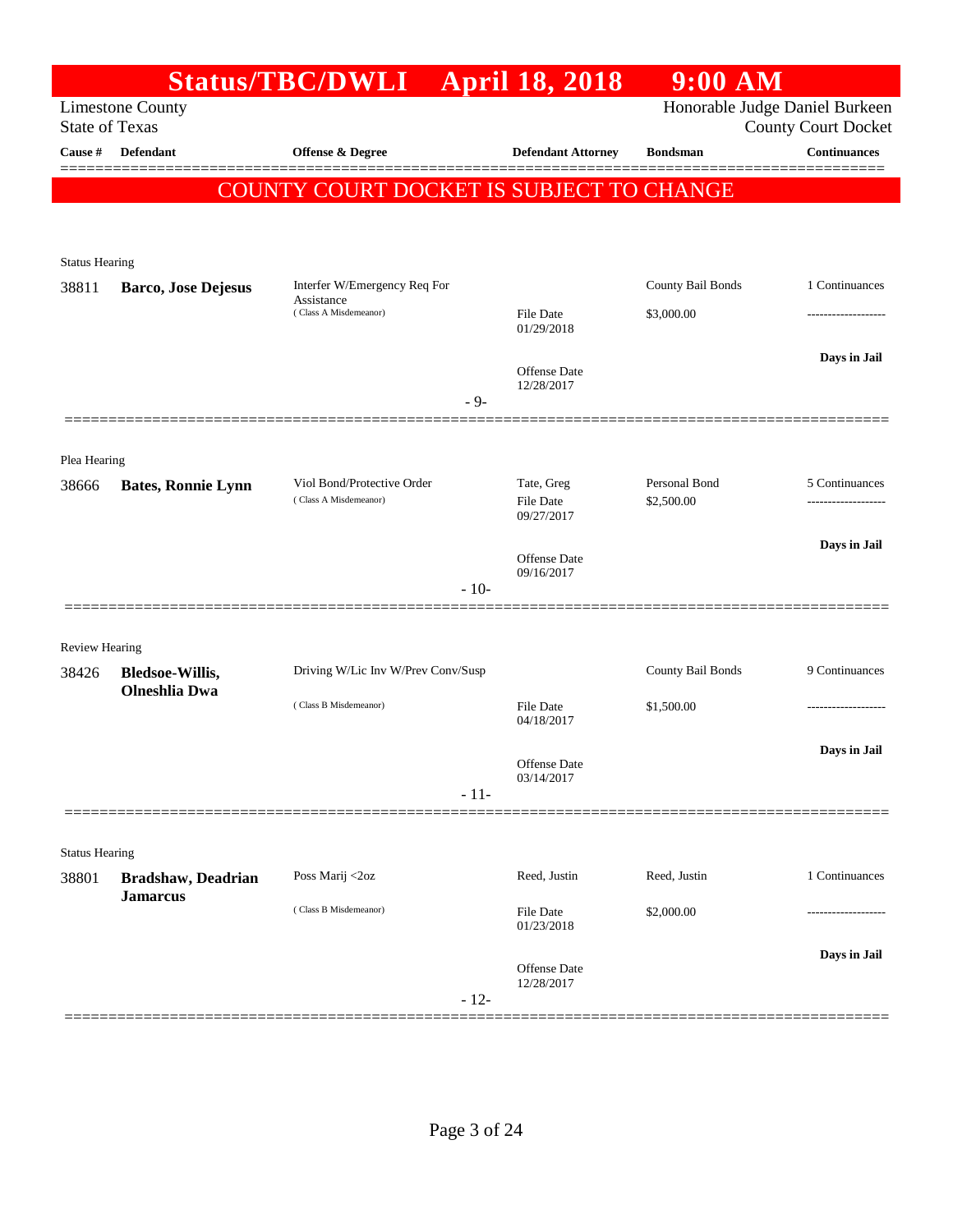# Status/TBC/DWLI April 18, 2018 9:00 AM

Limestone County
State of Texas

Honorable Judge Daniel Burkeen
County Court Docket

| Cause # | Defendant | Offense & Degree | Defendant Attorney | Bondsman | Continuances |
|---|---|---|---|---|---|

**COUNTY COURT DOCKET IS SUBJECT TO CHANGE**

---

Status Hearing

| Cause # | Defendant | Offense & Degree | Defendant Attorney | Bondsman | Continuances |
|---|---|---|---|---|---|
| 38811 | **Barco, Jose Dejesus** | Interfer W/Emergency Req For Assistance (Class A Misdemeanor) | File Date 01/29/2018<br>Offense Date 12/28/2017 | County Bail Bonds<br>$3,000.00 | 1 Continuances<br>-------------------<br>**Days in Jail** |

- 9-

---

Plea Hearing

| Cause # | Defendant | Offense & Degree | Defendant Attorney | Bondsman | Continuances |
|---|---|---|---|---|---|
| 38666 | **Bates, Ronnie Lynn** | Viol Bond/Protective Order (Class A Misdemeanor) | Tate, Greg<br>File Date 09/27/2017<br>Offense Date 09/16/2017 | Personal Bond<br>$2,500.00 | 5 Continuances<br>-------------------<br>**Days in Jail** |

- 10-

---

Review Hearing

| Cause # | Defendant | Offense & Degree | Defendant Attorney | Bondsman | Continuances |
|---|---|---|---|---|---|
| 38426 | **Bledsoe-Willis, Olneshlia Dwa** | Driving W/Lic Inv W/Prev Conv/Susp (Class B Misdemeanor) | File Date 04/18/2017<br>Offense Date 03/14/2017 | County Bail Bonds<br>$1,500.00 | 9 Continuances<br>-------------------<br>**Days in Jail** |

- 11-

---

Status Hearing

| Cause # | Defendant | Offense & Degree | Defendant Attorney | Bondsman | Continuances |
|---|---|---|---|---|---|
| 38801 | **Bradshaw, Deadrian Jamarcus** | Poss Marij <2oz (Class B Misdemeanor) | Reed, Justin<br>File Date 01/23/2018<br>Offense Date 12/28/2017 | Reed, Justin<br>$2,000.00 | 1 Continuances<br>-------------------<br>**Days in Jail** |

- 12-

---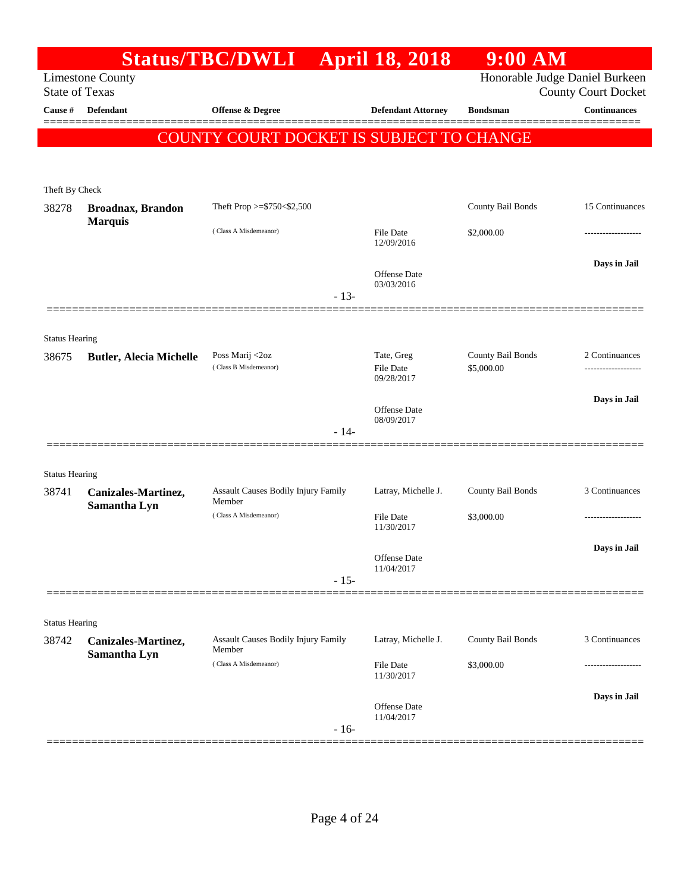# Status/TBC/DWLI April 18, 2018 9:00 AM

Limestone County
State of Texas

Honorable Judge Daniel Burkeen
County Court Docket

| Cause # | Defendant | Offense & Degree | Defendant Attorney | Bondsman | Continuances |
|---|---|---|---|---|---|

**COUNTY COURT DOCKET IS SUBJECT TO CHANGE**

Theft By Check

| Cause # | Defendant | Offense & Degree | Defendant Attorney | Bondsman | Continuances |
|---|---|---|---|---|---|
| 38278 | **Broadnax, Brandon Marquis** | Theft Prop >=$750<$2,500 (Class A Misdemeanor) | File Date 12/09/2016<br>Offense Date 03/03/2016 | County Bail Bonds<br>$2,000.00 | 15 Continuances<br>-------------------<br>**Days in Jail** |

- 13-

Status Hearing

| Cause # | Defendant | Offense & Degree | Defendant Attorney | Bondsman | Continuances |
|---|---|---|---|---|---|
| 38675 | **Butler, Alecia Michelle** | Poss Marij <2oz (Class B Misdemeanor) | Tate, Greg<br>File Date 09/28/2017<br>Offense Date 08/09/2017 | County Bail Bonds<br>$5,000.00 | 2 Continuances<br>-------------------<br>**Days in Jail** |

- 14-

Status Hearing

| Cause # | Defendant | Offense & Degree | Defendant Attorney | Bondsman | Continuances |
|---|---|---|---|---|---|
| 38741 | **Canizales-Martinez, Samantha Lyn** | Assault Causes Bodily Injury Family Member (Class A Misdemeanor) | Latray, Michelle J.<br>File Date 11/30/2017<br>Offense Date 11/04/2017 | County Bail Bonds<br>$3,000.00 | 3 Continuances<br>-------------------<br>**Days in Jail** |

- 15-

Status Hearing

| Cause # | Defendant | Offense & Degree | Defendant Attorney | Bondsman | Continuances |
|---|---|---|---|---|---|
| 38742 | **Canizales-Martinez, Samantha Lyn** | Assault Causes Bodily Injury Family Member (Class A Misdemeanor) | Latray, Michelle J.<br>File Date 11/30/2017<br>Offense Date 11/04/2017 | County Bail Bonds<br>$3,000.00 | 3 Continuances<br>-------------------<br>**Days in Jail** |

- 16-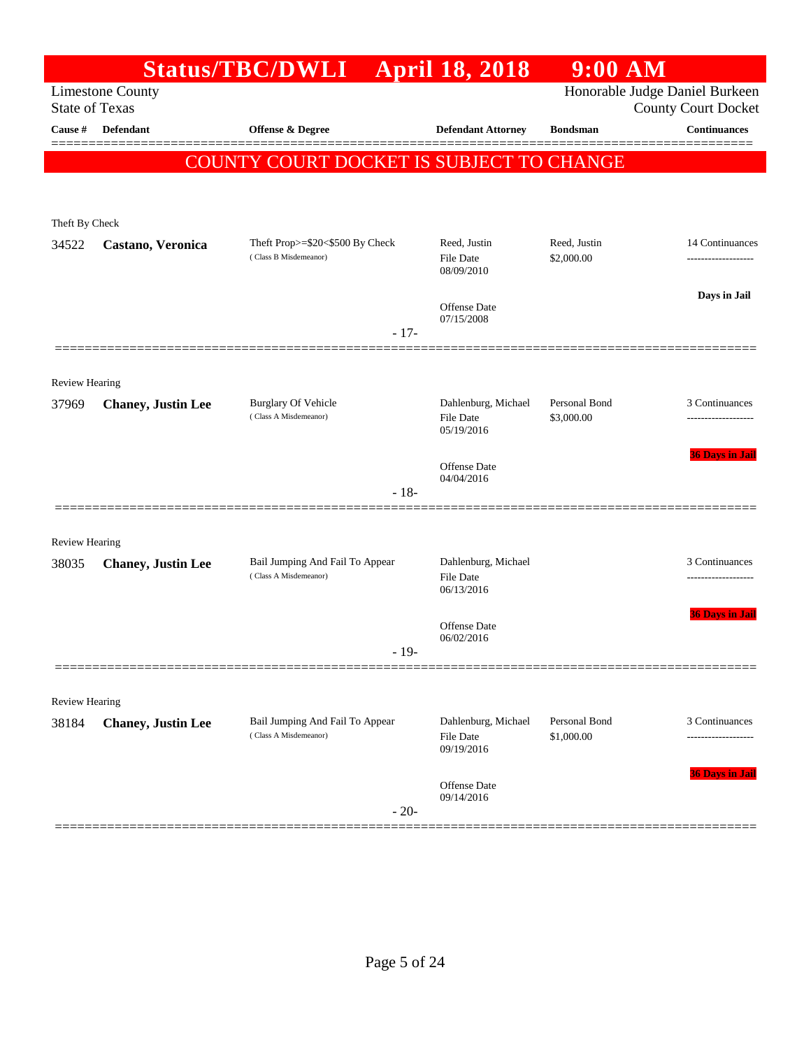# Status/TBC/DWLI April 18, 2018 9:00 AM

Limestone County
State of Texas

Honorable Judge Daniel Burkeen
County Court Docket

| Cause # | Defendant | Offense & Degree | Defendant Attorney | Bondsman | Continuances |
|---|---|---|---|---|---|

**COUNTY COURT DOCKET IS SUBJECT TO CHANGE**

---

Theft By Check

| Cause # | Defendant | Offense & Degree | Defendant Attorney | Bondsman | Continuances |
|---|---|---|---|---|---|
| 34522 | **Castano, Veronica** | Theft Prop>=$20<$500 By Check (Class B Misdemeanor) | Reed, Justin<br>File Date 08/09/2010<br>Offense Date 07/15/2008 | Reed, Justin<br>$2,000.00 | 14 Continuances<br>Days in Jail |

- 17-

---

Review Hearing

| Cause # | Defendant | Offense & Degree | Defendant Attorney | Bondsman | Continuances |
|---|---|---|---|---|---|
| 37969 | **Chaney, Justin Lee** | Burglary Of Vehicle (Class A Misdemeanor) | Dahlenburg, Michael<br>File Date 05/19/2016<br>Offense Date 04/04/2016 | Personal Bond<br>$3,000.00 | 3 Continuances<br>36 Days in Jail |

- 18-

---

Review Hearing

| Cause # | Defendant | Offense & Degree | Defendant Attorney | Bondsman | Continuances |
|---|---|---|---|---|---|
| 38035 | **Chaney, Justin Lee** | Bail Jumping And Fail To Appear (Class A Misdemeanor) | Dahlenburg, Michael<br>File Date 06/13/2016<br>Offense Date 06/02/2016 | | 3 Continuances<br>36 Days in Jail |

- 19-

---

Review Hearing

| Cause # | Defendant | Offense & Degree | Defendant Attorney | Bondsman | Continuances |
|---|---|---|---|---|---|
| 38184 | **Chaney, Justin Lee** | Bail Jumping And Fail To Appear (Class A Misdemeanor) | Dahlenburg, Michael<br>File Date 09/19/2016<br>Offense Date 09/14/2016 | Personal Bond<br>$1,000.00 | 3 Continuances<br>36 Days in Jail |

- 20-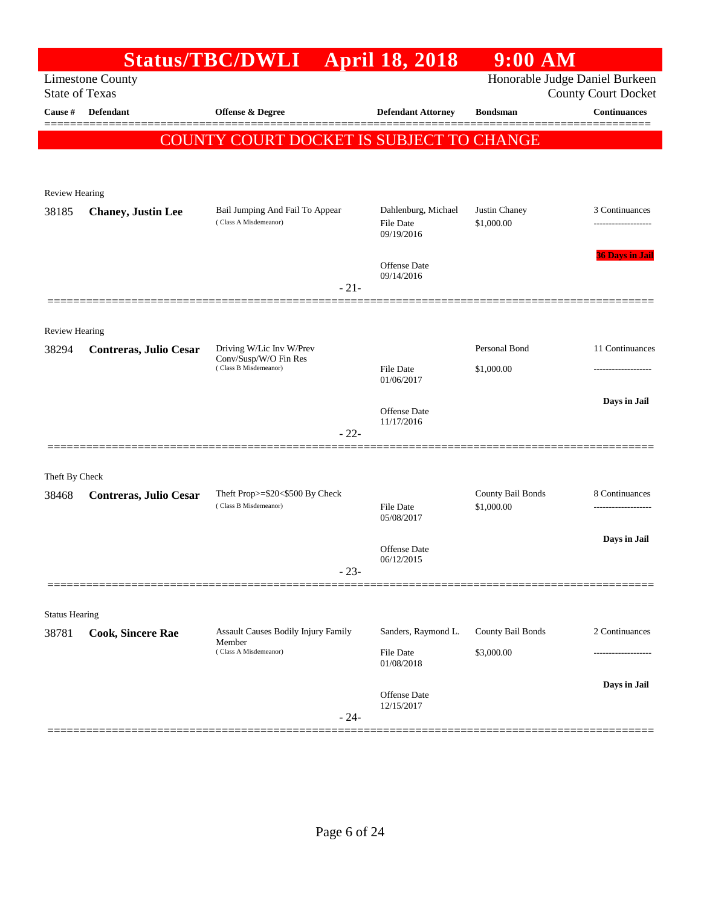# Status/TBC/DWLI April 18, 2018 9:00 AM

Limestone County
State of Texas

Honorable Judge Daniel Burkeen
County Court Docket

| Cause # | Defendant | Offense & Degree | Defendant Attorney | Bondsman | Continuances |
|---|---|---|---|---|---|

**COUNTY COURT DOCKET IS SUBJECT TO CHANGE**

Review Hearing

| Cause # | Defendant | Offense & Degree | Defendant Attorney | Bondsman | Continuances |
|---|---|---|---|---|---|
| 38185 | **Chaney, Justin Lee** | Bail Jumping And Fail To Appear (Class A Misdemeanor) | Dahlenburg, Michael | Justin Chaney | 3 Continuances |
| | | | File Date 09/19/2016 | $1,000.00 | ------------------- |
| | | | Offense Date 09/14/2016 | | **36 Days in Jail** |

- 21-

Review Hearing

| Cause # | Defendant | Offense & Degree | Defendant Attorney | Bondsman | Continuances |
|---|---|---|---|---|---|
| 38294 | **Contreras, Julio Cesar** | Driving W/Lic Inv W/Prev Conv/Susp/W/O Fin Res (Class B Misdemeanor) | | Personal Bond | 11 Continuances |
| | | | File Date 01/06/2017 | $1,000.00 | ------------------- |
| | | | Offense Date 11/17/2016 | | **Days in Jail** |

- 22-

Theft By Check

| Cause # | Defendant | Offense & Degree | Defendant Attorney | Bondsman | Continuances |
|---|---|---|---|---|---|
| 38468 | **Contreras, Julio Cesar** | Theft Prop>=$20<$500 By Check (Class B Misdemeanor) | | County Bail Bonds | 8 Continuances |
| | | | File Date 05/08/2017 | $1,000.00 | ------------------- |
| | | | Offense Date 06/12/2015 | | **Days in Jail** |

- 23-

Status Hearing

| Cause # | Defendant | Offense & Degree | Defendant Attorney | Bondsman | Continuances |
|---|---|---|---|---|---|
| 38781 | **Cook, Sincere Rae** | Assault Causes Bodily Injury Family Member (Class A Misdemeanor) | Sanders, Raymond L. | County Bail Bonds | 2 Continuances |
| | | | File Date 01/08/2018 | $3,000.00 | ------------------- |
| | | | Offense Date 12/15/2017 | | **Days in Jail** |

- 24-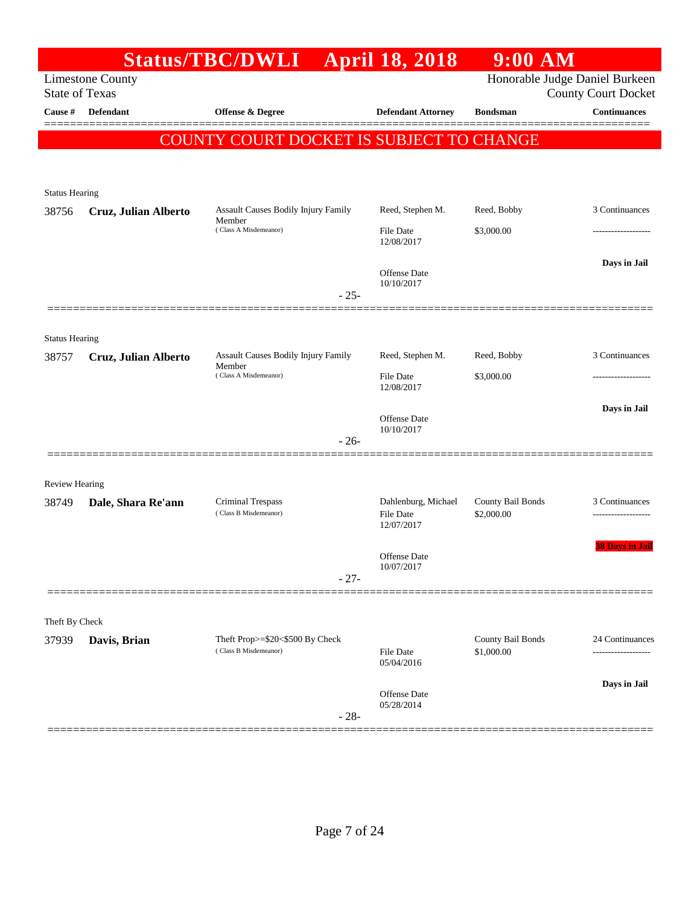# Status/TBC/DWLI April 18, 2018 9:00 AM

Limestone County
State of Texas

Honorable Judge Daniel Burkeen
County Court Docket

| Cause # | Defendant | Offense & Degree | Defendant Attorney | Bondsman | Continuances |
|---|---|---|---|---|---|

**COUNTY COURT DOCKET IS SUBJECT TO CHANGE**

Status Hearing

| 38756 | **Cruz, Julian Alberto** | Assault Causes Bodily Injury Family Member (Class A Misdemeanor) | Reed, Stephen M. | Reed, Bobby | 3 Continuances |
|---|---|---|---|---|---|
| | | | File Date 12/08/2017 | $3,000.00 | ------------------- |
| | | | Offense Date 10/10/2017 | | **Days in Jail** |

- 25-

Status Hearing

| 38757 | **Cruz, Julian Alberto** | Assault Causes Bodily Injury Family Member (Class A Misdemeanor) | Reed, Stephen M. | Reed, Bobby | 3 Continuances |
|---|---|---|---|---|---|
| | | | File Date 12/08/2017 | $3,000.00 | ------------------- |
| | | | Offense Date 10/10/2017 | | **Days in Jail** |

- 26-

Review Hearing

| 38749 | **Dale, Shara Re'ann** | Criminal Trespass (Class B Misdemeanor) | Dahlenburg, Michael | County Bail Bonds | 3 Continuances |
|---|---|---|---|---|---|
| | | | File Date 12/07/2017 | $2,000.00 | ------------------- |
| | | | Offense Date 10/07/2017 | | **38 Days in Jail** |

- 27-

Theft By Check

| 37939 | **Davis, Brian** | Theft Prop>=$20<$500 By Check (Class B Misdemeanor) | | County Bail Bonds | 24 Continuances |
|---|---|---|---|---|---|
| | | | File Date 05/04/2016 | $1,000.00 | ------------------- |
| | | | Offense Date 05/28/2014 | | **Days in Jail** |

- 28-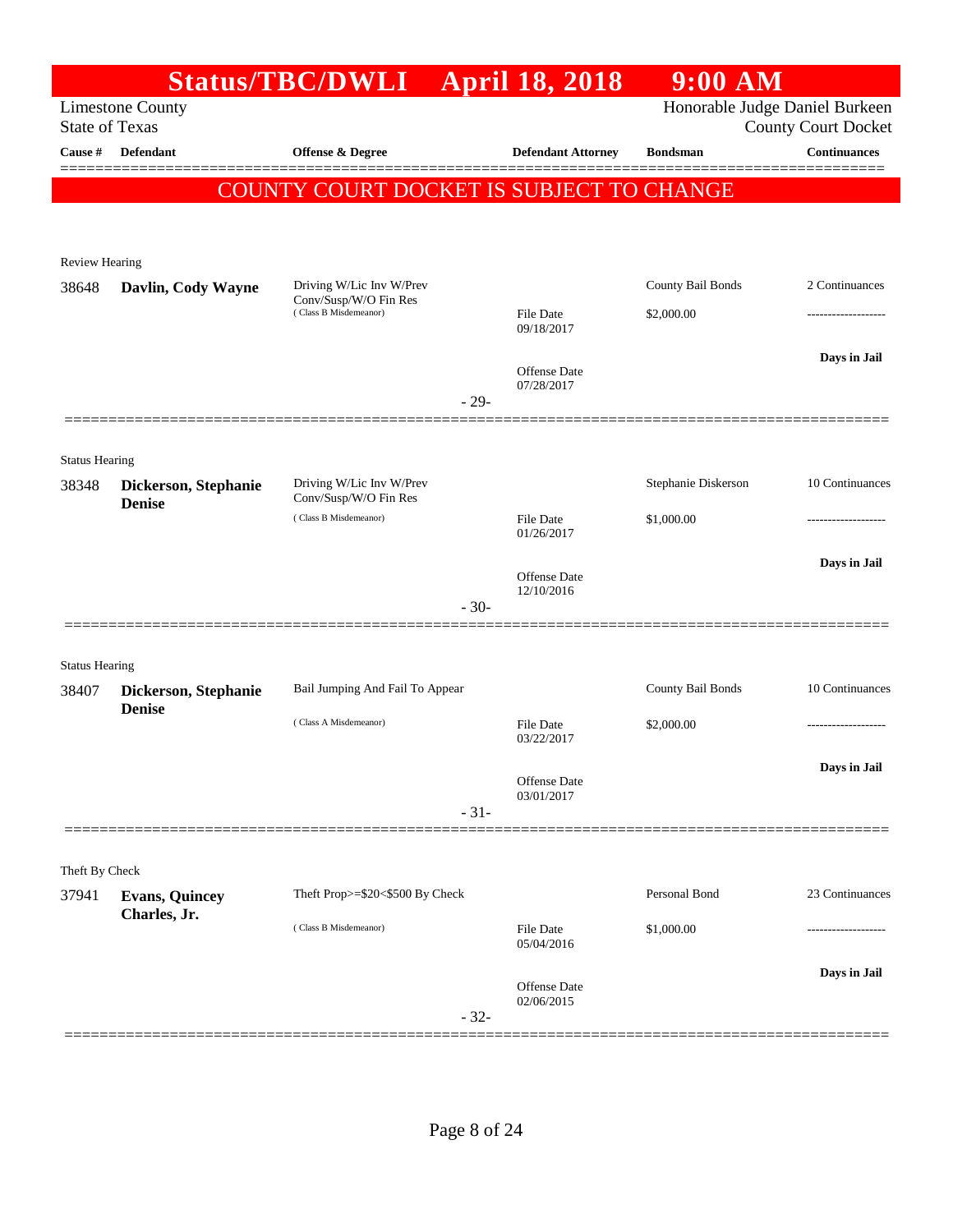# Status/TBC/DWLI April 18, 2018 9:00 AM

Limestone County
State of Texas

Honorable Judge Daniel Burkeen
County Court Docket

| Cause # | Defendant | Offense & Degree | Defendant Attorney | Bondsman | Continuances |
|---|---|---|---|---|---|

**COUNTY COURT DOCKET IS SUBJECT TO CHANGE**

Review Hearing

| Cause # | Defendant | Offense & Degree | Defendant Attorney | Bondsman | Continuances |
|---|---|---|---|---|---|
| 38648 | **Davlin, Cody Wayne** | Driving W/Lic Inv W/Prev Conv/Susp/W/O Fin Res ( Class B Misdemeanor) | File Date 09/18/2017<br>Offense Date 07/28/2017 | County Bail Bonds<br>$2,000.00 | 2 Continuances<br>-------------------<br>**Days in Jail** |

- 29-

Status Hearing

| Cause # | Defendant | Offense & Degree | Defendant Attorney | Bondsman | Continuances |
|---|---|---|---|---|---|
| 38348 | **Dickerson, Stephanie Denise** | Driving W/Lic Inv W/Prev Conv/Susp/W/O Fin Res ( Class B Misdemeanor) | File Date 01/26/2017<br>Offense Date 12/10/2016 | Stephanie Diskerson<br>$1,000.00 | 10 Continuances<br>-------------------<br>**Days in Jail** |

- 30-

Status Hearing

| Cause # | Defendant | Offense & Degree | Defendant Attorney | Bondsman | Continuances |
|---|---|---|---|---|---|
| 38407 | **Dickerson, Stephanie Denise** | Bail Jumping And Fail To Appear ( Class A Misdemeanor) | File Date 03/22/2017<br>Offense Date 03/01/2017 | County Bail Bonds<br>$2,000.00 | 10 Continuances<br>-------------------<br>**Days in Jail** |

- 31-

Theft By Check

| Cause # | Defendant | Offense & Degree | Defendant Attorney | Bondsman | Continuances |
|---|---|---|---|---|---|
| 37941 | **Evans, Quincey Charles, Jr.** | Theft Prop>=$20<$500 By Check ( Class B Misdemeanor) | File Date 05/04/2016<br>Offense Date 02/06/2015 | Personal Bond<br>$1,000.00 | 23 Continuances<br>-------------------<br>**Days in Jail** |

- 32-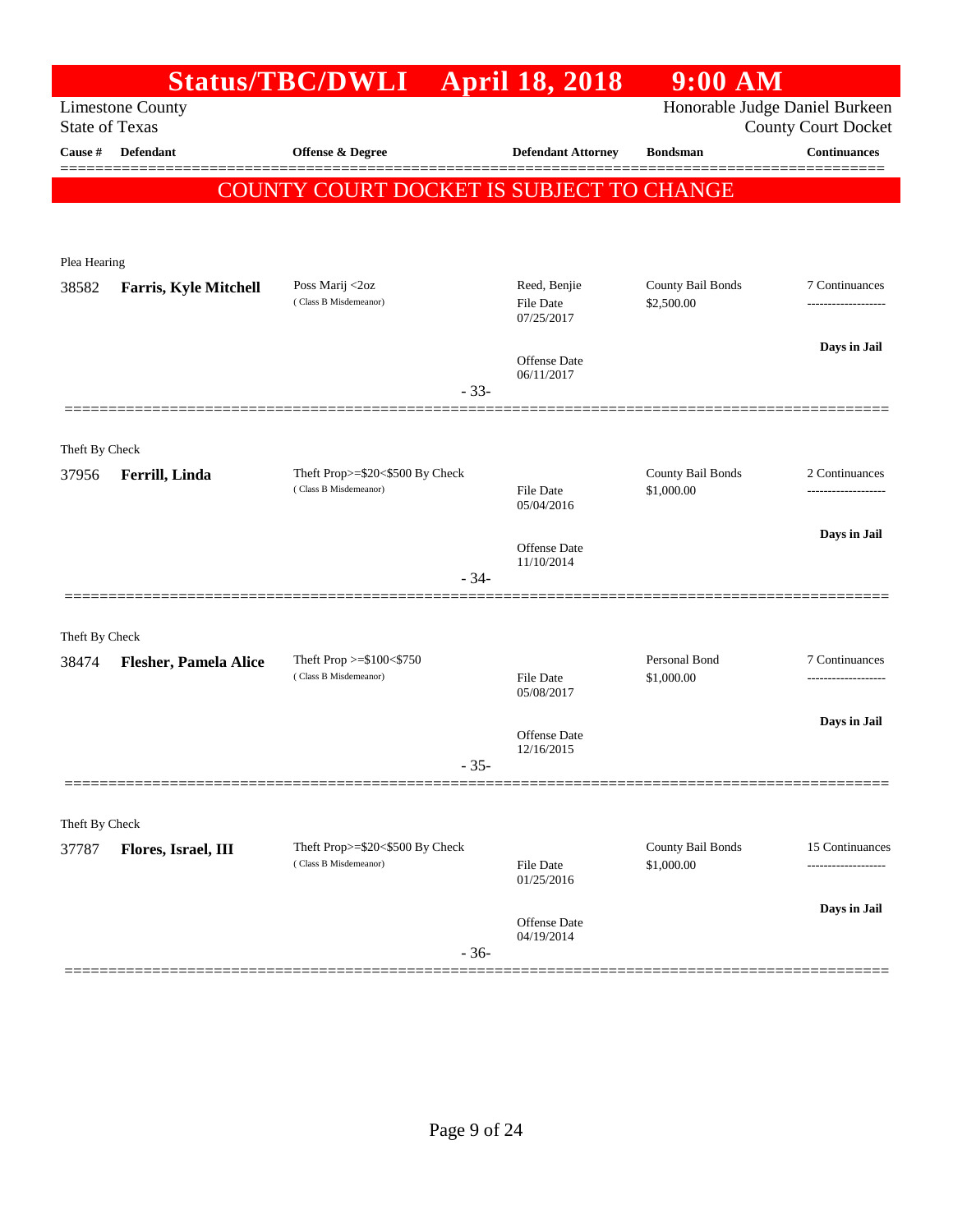# Status/TBC/DWLI April 18, 2018 9:00 AM

Limestone County
State of Texas

Honorable Judge Daniel Burkeen
County Court Docket

| Cause # | Defendant | Offense & Degree | Defendant Attorney | Bondsman | Continuances |
|---|---|---|---|---|---|

**COUNTY COURT DOCKET IS SUBJECT TO CHANGE**

---

Plea Hearing

| Cause # | Defendant | Offense & Degree | Defendant Attorney | Bondsman | Continuances |
|---|---|---|---|---|---|
| 38582 | **Farris, Kyle Mitchell** | Poss Marij <2oz (Class B Misdemeanor) | Reed, Benjie<br>File Date 07/25/2017<br>Offense Date 06/11/2017 | County Bail Bonds<br>$2,500.00 | 7 Continuances<br>**Days in Jail** |

- 33-

---

Theft By Check

| Cause # | Defendant | Offense & Degree | Defendant Attorney | Bondsman | Continuances |
|---|---|---|---|---|---|
| 37956 | **Ferrill, Linda** | Theft Prop>=$20<$500 By Check (Class B Misdemeanor) | File Date 05/04/2016<br>Offense Date 11/10/2014 | County Bail Bonds<br>$1,000.00 | 2 Continuances<br>**Days in Jail** |

- 34-

---

Theft By Check

| Cause # | Defendant | Offense & Degree | Defendant Attorney | Bondsman | Continuances |
|---|---|---|---|---|---|
| 38474 | **Flesher, Pamela Alice** | Theft Prop >=$100<$750 (Class B Misdemeanor) | File Date 05/08/2017<br>Offense Date 12/16/2015 | Personal Bond<br>$1,000.00 | 7 Continuances<br>**Days in Jail** |

- 35-

---

Theft By Check

| Cause # | Defendant | Offense & Degree | Defendant Attorney | Bondsman | Continuances |
|---|---|---|---|---|---|
| 37787 | **Flores, Israel, III** | Theft Prop>=$20<$500 By Check (Class B Misdemeanor) | File Date 01/25/2016<br>Offense Date 04/19/2014 | County Bail Bonds<br>$1,000.00 | 15 Continuances<br>**Days in Jail** |

- 36-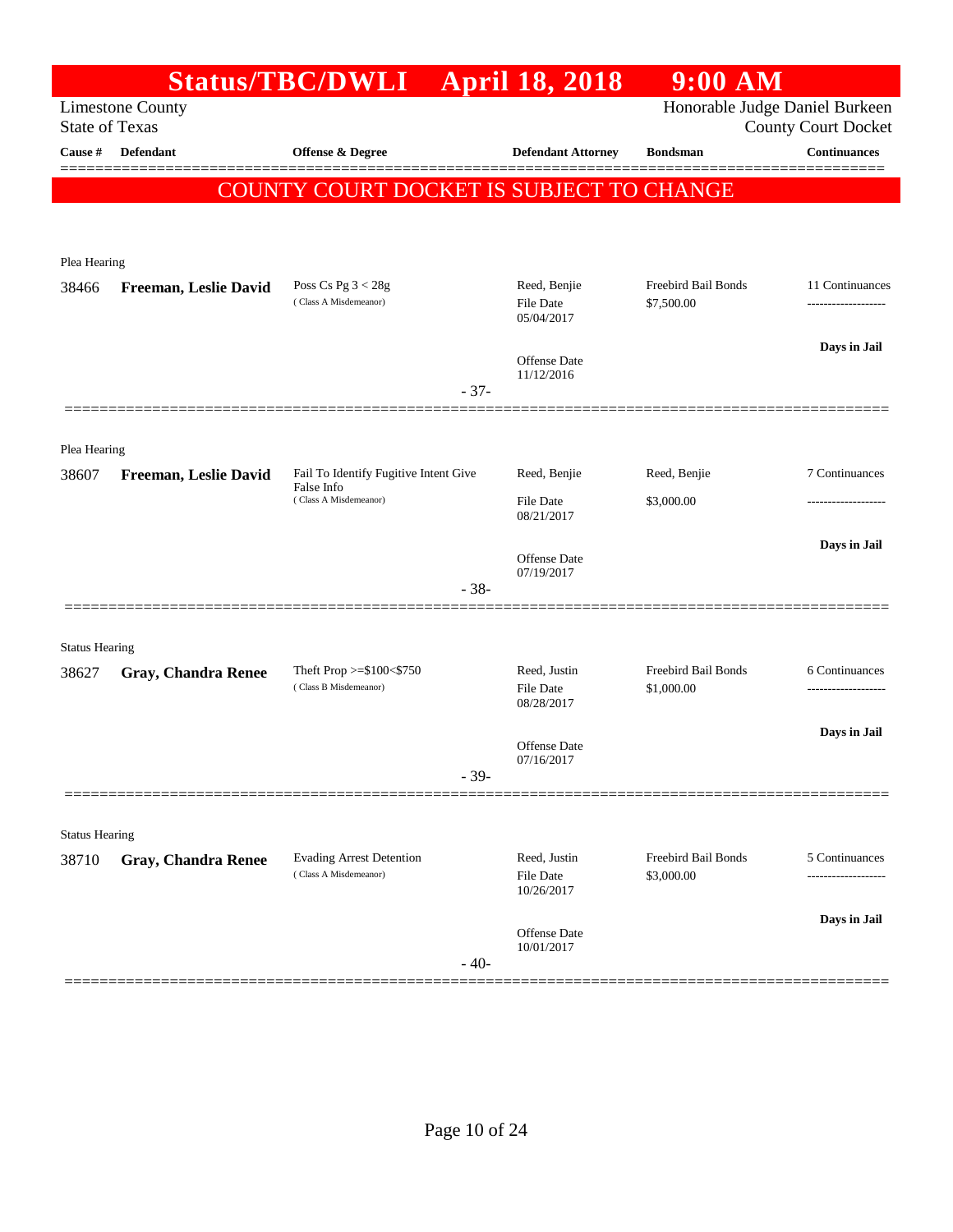# Status/TBC/DWLI April 18, 2018 9:00 AM

Limestone County
State of Texas

Honorable Judge Daniel Burkeen
County Court Docket

| Cause # | Defendant | Offense & Degree | Defendant Attorney | Bondsman | Continuances |
|---|---|---|---|---|---|

**COUNTY COURT DOCKET IS SUBJECT TO CHANGE**

Plea Hearing

| Cause # | Defendant | Offense & Degree | Defendant Attorney | Bondsman | Continuances |
|---|---|---|---|---|---|
| 38466 | **Freeman, Leslie David** | Poss Cs Pg 3 < 28g (Class A Misdemeanor) | Reed, Benjie<br>File Date 05/04/2017<br>Offense Date 11/12/2016 | Freebird Bail Bonds<br>$7,500.00 | 11 Continuances<br>**Days in Jail** |

- 37-

Plea Hearing

| Cause # | Defendant | Offense & Degree | Defendant Attorney | Bondsman | Continuances |
|---|---|---|---|---|---|
| 38607 | **Freeman, Leslie David** | Fail To Identify Fugitive Intent Give False Info (Class A Misdemeanor) | Reed, Benjie<br>File Date 08/21/2017<br>Offense Date 07/19/2017 | Reed, Benjie<br>$3,000.00 | 7 Continuances<br>**Days in Jail** |

- 38-

Status Hearing

| Cause # | Defendant | Offense & Degree | Defendant Attorney | Bondsman | Continuances |
|---|---|---|---|---|---|
| 38627 | **Gray, Chandra Renee** | Theft Prop >=$100<$750 (Class B Misdemeanor) | Reed, Justin<br>File Date 08/28/2017<br>Offense Date 07/16/2017 | Freebird Bail Bonds<br>$1,000.00 | 6 Continuances<br>**Days in Jail** |

- 39-

Status Hearing

| Cause # | Defendant | Offense & Degree | Defendant Attorney | Bondsman | Continuances |
|---|---|---|---|---|---|
| 38710 | **Gray, Chandra Renee** | Evading Arrest Detention (Class A Misdemeanor) | Reed, Justin<br>File Date 10/26/2017<br>Offense Date 10/01/2017 | Freebird Bail Bonds<br>$3,000.00 | 5 Continuances<br>**Days in Jail** |

- 40-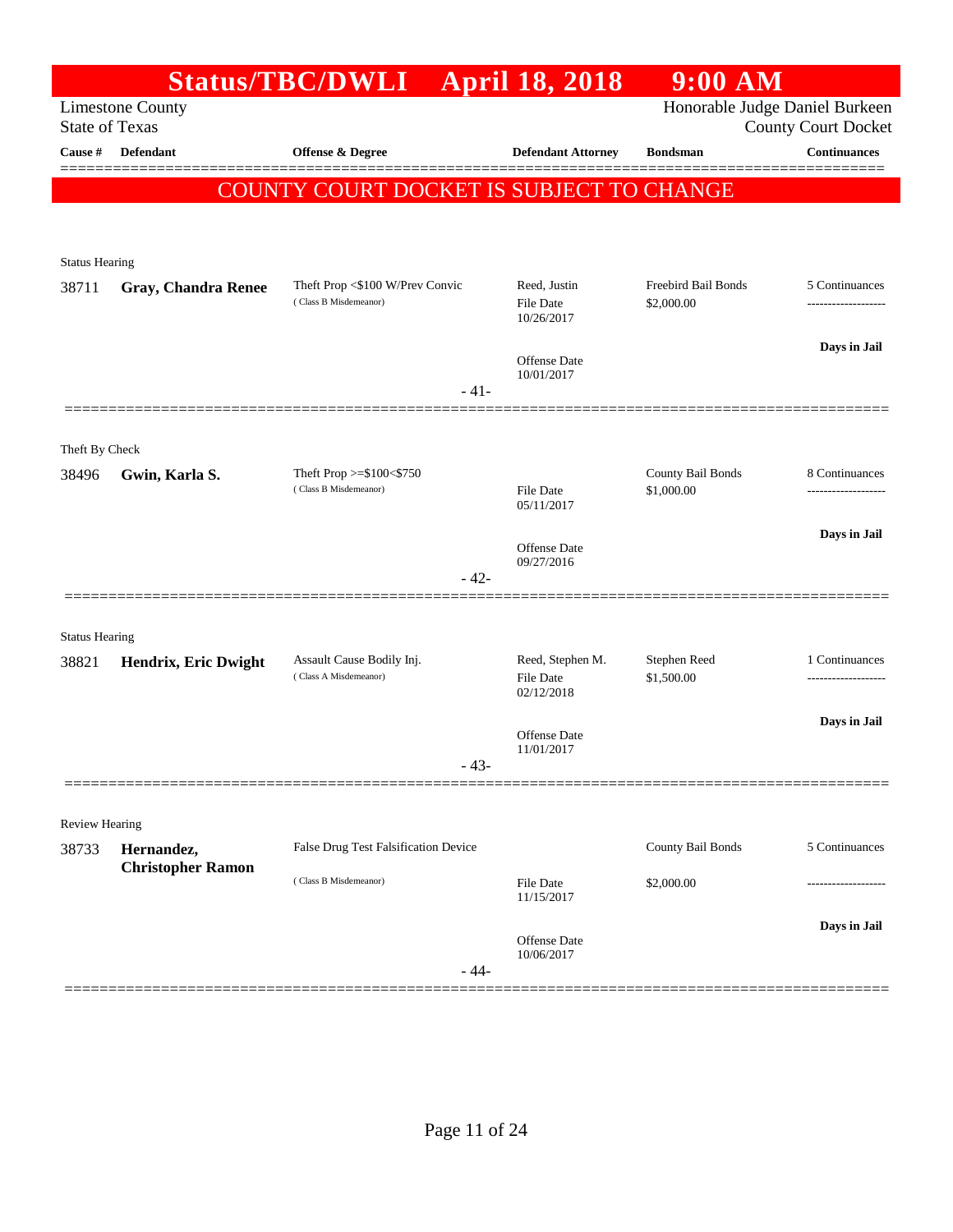# Status/TBC/DWLI April 18, 2018 9:00 AM

Limestone County
State of Texas

Honorable Judge Daniel Burkeen
County Court Docket

| Cause # | Defendant | Offense & Degree | Defendant Attorney | Bondsman | Continuances |
|---|---|---|---|---|---|

**COUNTY COURT DOCKET IS SUBJECT TO CHANGE**

Status Hearing

| Cause # | Defendant | Offense & Degree | Defendant Attorney | Bondsman | Continuances |
|---|---|---|---|---|---|
| 38711 | **Gray, Chandra Renee** | Theft Prop <$100 W/Prev Convic (Class B Misdemeanor) | Reed, Justin<br>File Date 10/26/2017<br>Offense Date 10/01/2017 | Freebird Bail Bonds<br>$2,000.00 | 5 Continuances<br>-------------------<br>**Days in Jail** |

- 41-

Theft By Check

| Cause # | Defendant | Offense & Degree | Defendant Attorney | Bondsman | Continuances |
|---|---|---|---|---|---|
| 38496 | **Gwin, Karla S.** | Theft Prop >=$100<$750 (Class B Misdemeanor) | File Date 05/11/2017<br>Offense Date 09/27/2016 | County Bail Bonds<br>$1,000.00 | 8 Continuances<br>-------------------<br>**Days in Jail** |

- 42-

Status Hearing

| Cause # | Defendant | Offense & Degree | Defendant Attorney | Bondsman | Continuances |
|---|---|---|---|---|---|
| 38821 | **Hendrix, Eric Dwight** | Assault Cause Bodily Inj. (Class A Misdemeanor) | Reed, Stephen M.<br>File Date 02/12/2018<br>Offense Date 11/01/2017 | Stephen Reed<br>$1,500.00 | 1 Continuances<br>-------------------<br>**Days in Jail** |

- 43-

Review Hearing

| Cause # | Defendant | Offense & Degree | Defendant Attorney | Bondsman | Continuances |
|---|---|---|---|---|---|
| 38733 | **Hernandez, Christopher Ramon** | False Drug Test Falsification Device (Class B Misdemeanor) | File Date 11/15/2017<br>Offense Date 10/06/2017 | County Bail Bonds<br>$2,000.00 | 5 Continuances<br>-------------------<br>**Days in Jail** |

- 44-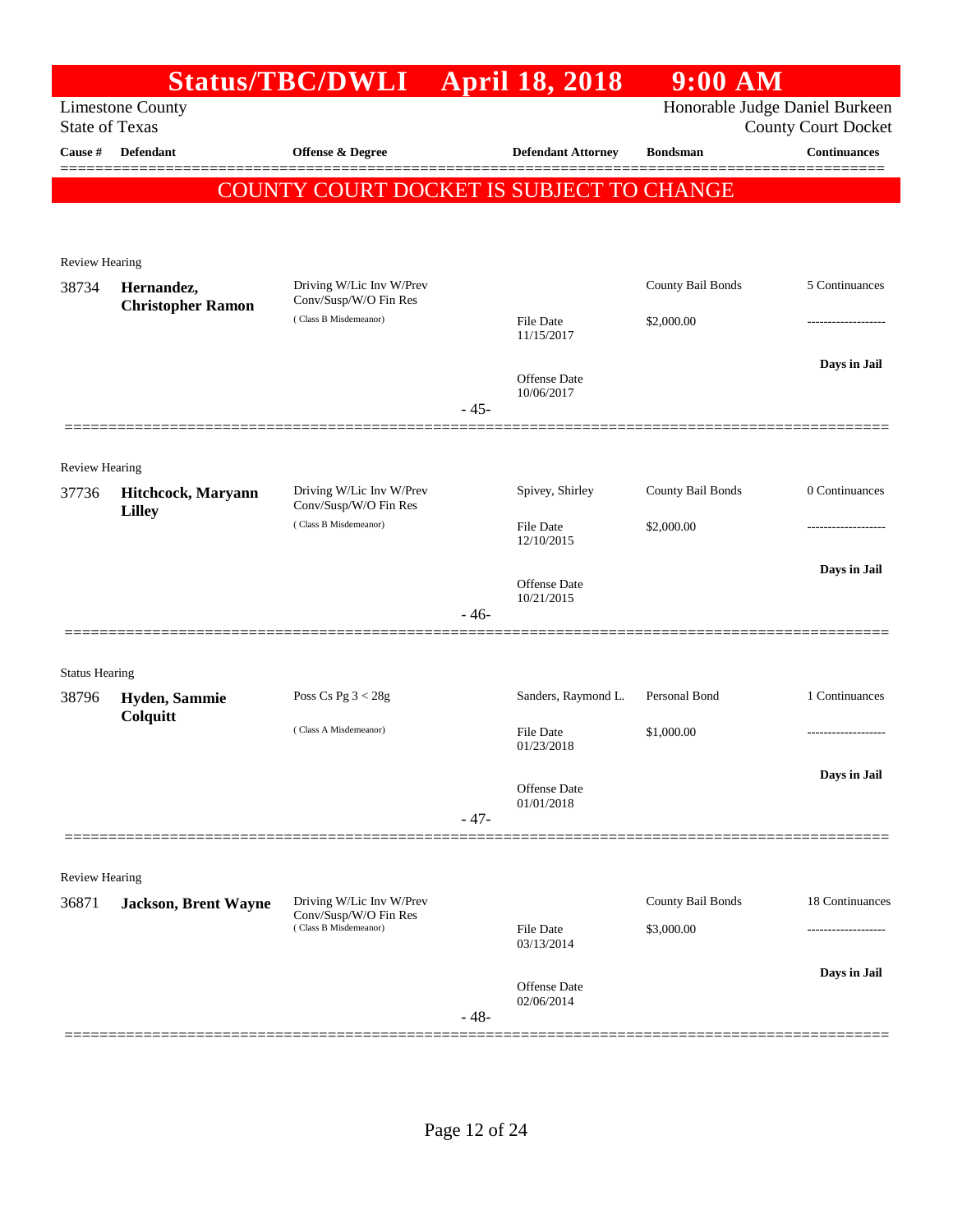# Status/TBC/DWLI April 18, 2018 9:00 AM

Limestone County
State of Texas

Honorable Judge Daniel Burkeen
County Court Docket

| Cause # | Defendant | Offense & Degree | Defendant Attorney | Bondsman | Continuances |
|---|---|---|---|---|---|

**COUNTY COURT DOCKET IS SUBJECT TO CHANGE**

Review Hearing

| Cause # | Defendant | Offense & Degree | Defendant Attorney | Bondsman | Continuances |
|---|---|---|---|---|---|
| 38734 | **Hernandez, Christopher Ramon** | Driving W/Lic Inv W/Prev Conv/Susp/W/O Fin Res (Class B Misdemeanor) | | County Bail Bonds | 5 Continuances |
| | | | File Date 11/15/2017 | $2,000.00 | ------------------- |
| | | | Offense Date 10/06/2017 | | **Days in Jail** |

- 45-

Review Hearing

| Cause # | Defendant | Offense & Degree | Defendant Attorney | Bondsman | Continuances |
|---|---|---|---|---|---|
| 37736 | **Hitchcock, Maryann Lilley** | Driving W/Lic Inv W/Prev Conv/Susp/W/O Fin Res (Class B Misdemeanor) | Spivey, Shirley | County Bail Bonds | 0 Continuances |
| | | | File Date 12/10/2015 | $2,000.00 | ------------------- |
| | | | Offense Date 10/21/2015 | | **Days in Jail** |

- 46-

Status Hearing

| Cause # | Defendant | Offense & Degree | Defendant Attorney | Bondsman | Continuances |
|---|---|---|---|---|---|
| 38796 | **Hyden, Sammie Colquitt** | Poss Cs Pg 3 < 28g (Class A Misdemeanor) | Sanders, Raymond L. | Personal Bond | 1 Continuances |
| | | | File Date 01/23/2018 | $1,000.00 | ------------------- |
| | | | Offense Date 01/01/2018 | | **Days in Jail** |

- 47-

Review Hearing

| Cause # | Defendant | Offense & Degree | Defendant Attorney | Bondsman | Continuances |
|---|---|---|---|---|---|
| 36871 | **Jackson, Brent Wayne** | Driving W/Lic Inv W/Prev Conv/Susp/W/O Fin Res (Class B Misdemeanor) | | County Bail Bonds | 18 Continuances |
| | | | File Date 03/13/2014 | $3,000.00 | ------------------- |
| | | | Offense Date 02/06/2014 | | **Days in Jail** |

- 48-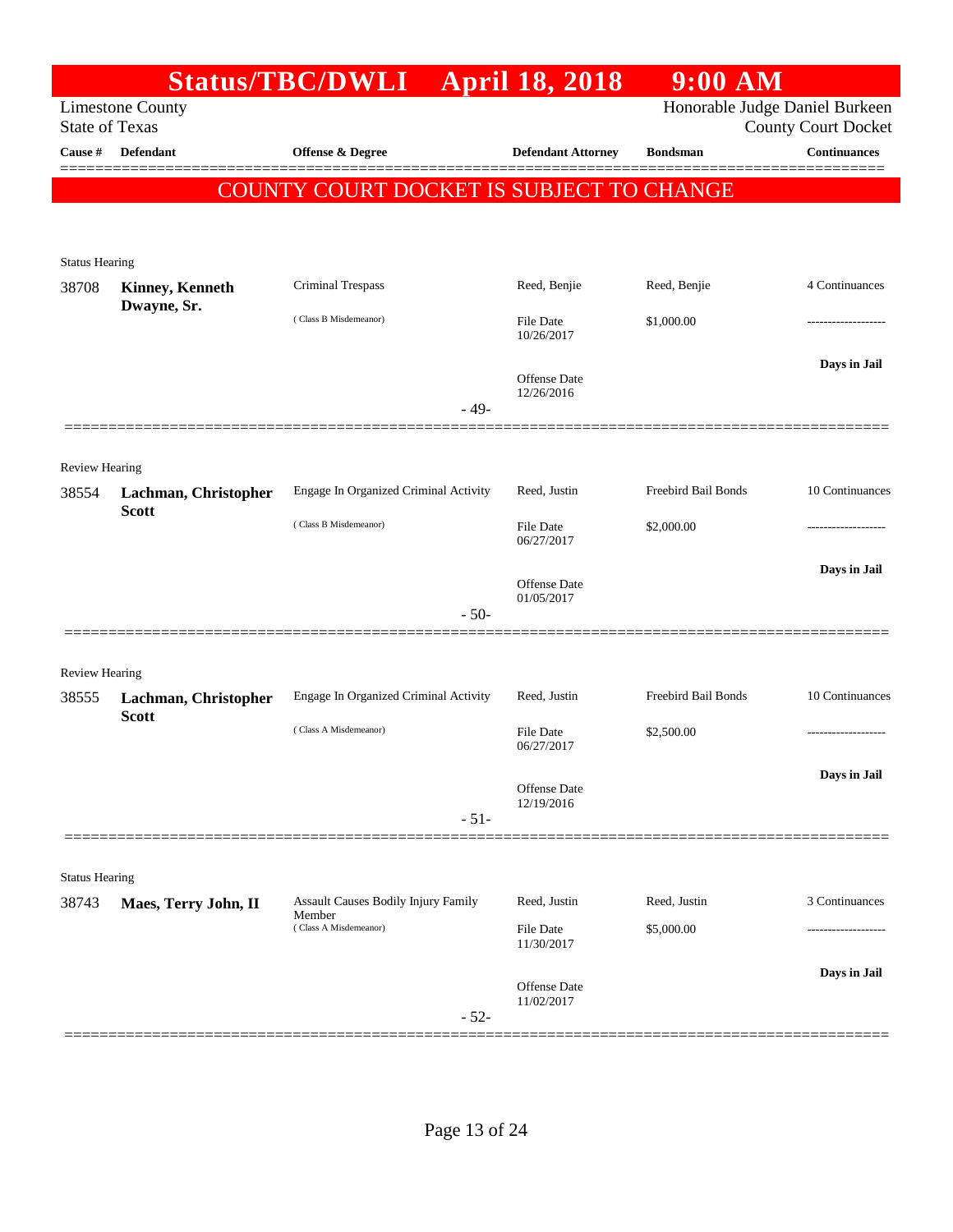# Status/TBC/DWLI April 18, 2018 9:00 AM

Limestone County
State of Texas

Honorable Judge Daniel Burkeen
County Court Docket

**COUNTY COURT DOCKET IS SUBJECT TO CHANGE**

| Cause # | Defendant | Offense & Degree | Defendant Attorney | Bondsman | Continuances |
|---|---|---|---|---|---|
| Status Hearing | | | | | |
| 38708 | **Kinney, Kenneth Dwayne, Sr.** | Criminal Trespass (Class B Misdemeanor) | Reed, Benjie<br>File Date 10/26/2017<br>Offense Date 12/26/2016 | Reed, Benjie<br>$1,000.00 | 4 Continuances<br>-------------------<br>**Days in Jail** |
| | | - 49- | | | |
| Review Hearing | | | | | |
| 38554 | **Lachman, Christopher Scott** | Engage In Organized Criminal Activity (Class B Misdemeanor) | Reed, Justin<br>File Date 06/27/2017<br>Offense Date 01/05/2017 | Freebird Bail Bonds<br>$2,000.00 | 10 Continuances<br>-------------------<br>**Days in Jail** |
| | | - 50- | | | |
| Review Hearing | | | | | |
| 38555 | **Lachman, Christopher Scott** | Engage In Organized Criminal Activity (Class A Misdemeanor) | Reed, Justin<br>File Date 06/27/2017<br>Offense Date 12/19/2016 | Freebird Bail Bonds<br>$2,500.00 | 10 Continuances<br>-------------------<br>**Days in Jail** |
| | | - 51- | | | |
| Status Hearing | | | | | |
| 38743 | **Maes, Terry John, II** | Assault Causes Bodily Injury Family Member (Class A Misdemeanor) | Reed, Justin<br>File Date 11/30/2017<br>Offense Date 11/02/2017 | Reed, Justin<br>$5,000.00 | 3 Continuances<br>-------------------<br>**Days in Jail** |
| | | - 52- | | | |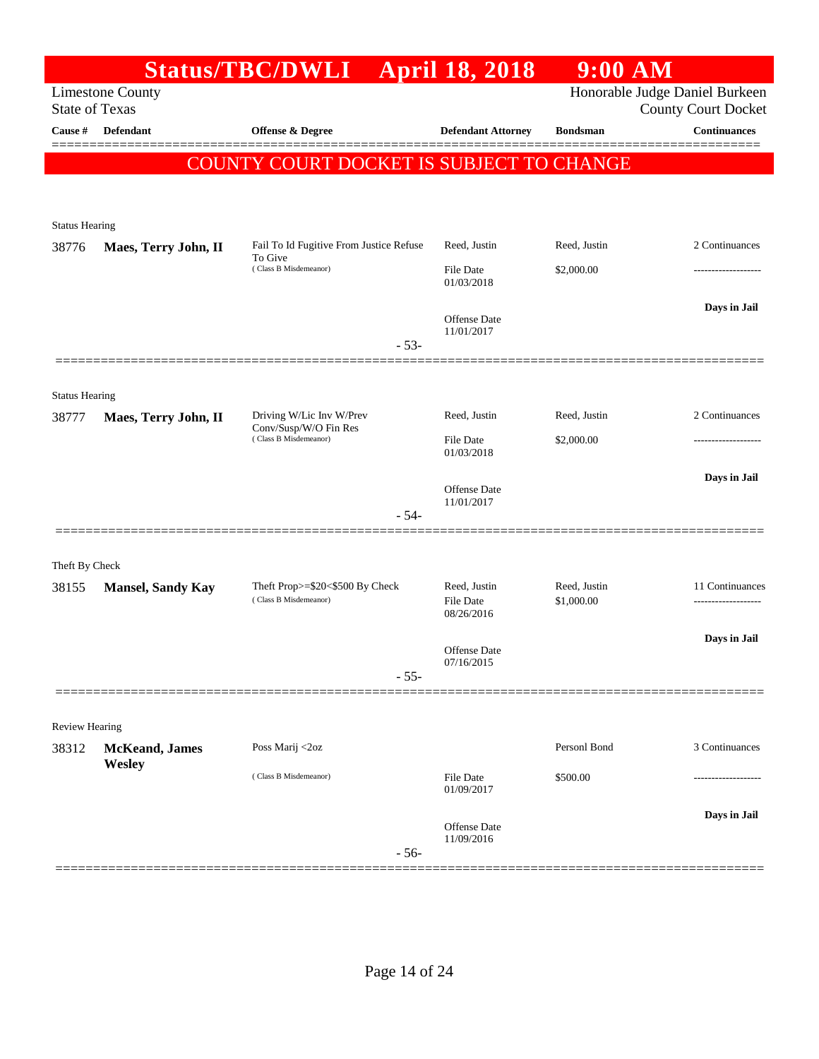# Status/TBC/DWLI April 18, 2018 9:00 AM

Limestone County
State of Texas

Honorable Judge Daniel Burkeen
County Court Docket

| Cause # | Defendant | Offense & Degree | Defendant Attorney | Bondsman | Continuances |
|---|---|---|---|---|---|

**COUNTY COURT DOCKET IS SUBJECT TO CHANGE**

---

Status Hearing

| Cause # | Defendant | Offense & Degree | Defendant Attorney | Bondsman | Continuances |
|---|---|---|---|---|---|
| 38776 | **Maes, Terry John, II** | Fail To Id Fugitive From Justice Refuse To Give (Class B Misdemeanor) | Reed, Justin | Reed, Justin | 2 Continuances |
| | | | File Date 01/03/2018 | $2,000.00 | ------------------- |
| | | | Offense Date 11/01/2017 | | **Days in Jail** |

- 53-

---

Status Hearing

| Cause # | Defendant | Offense & Degree | Defendant Attorney | Bondsman | Continuances |
|---|---|---|---|---|---|
| 38777 | **Maes, Terry John, II** | Driving W/Lic Inv W/Prev Conv/Susp/W/O Fin Res (Class B Misdemeanor) | Reed, Justin | Reed, Justin | 2 Continuances |
| | | | File Date 01/03/2018 | $2,000.00 | ------------------- |
| | | | Offense Date 11/01/2017 | | **Days in Jail** |

- 54-

---

Theft By Check

| Cause # | Defendant | Offense & Degree | Defendant Attorney | Bondsman | Continuances |
|---|---|---|---|---|---|
| 38155 | **Mansel, Sandy Kay** | Theft Prop>=$20<$500 By Check (Class B Misdemeanor) | Reed, Justin | Reed, Justin | 11 Continuances |
| | | | File Date 08/26/2016 | $1,000.00 | ------------------- |
| | | | Offense Date 07/16/2015 | | **Days in Jail** |

- 55-

---

Review Hearing

| Cause # | Defendant | Offense & Degree | Defendant Attorney | Bondsman | Continuances |
|---|---|---|---|---|---|
| 38312 | **McKeand, James Wesley** | Poss Marij <2oz (Class B Misdemeanor) | | Personl Bond | 3 Continuances |
| | | | File Date 01/09/2017 | $500.00 | ------------------- |
| | | | Offense Date 11/09/2016 | | **Days in Jail** |

- 56-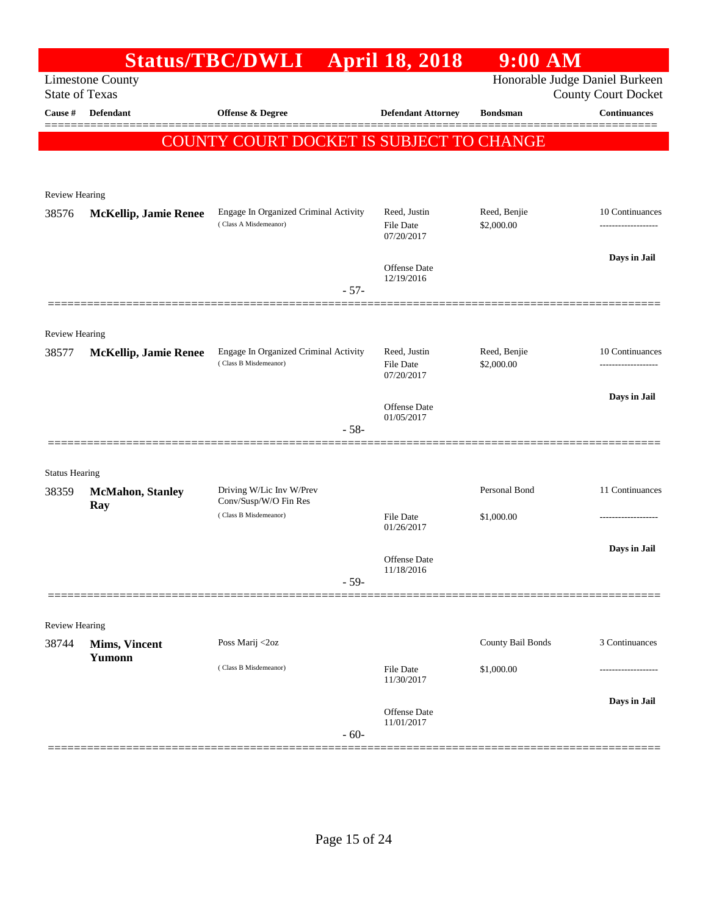# Status/TBC/DWLI April 18, 2018 9:00 AM

Limestone County
State of Texas

Honorable Judge Daniel Burkeen
County Court Docket

**COUNTY COURT DOCKET IS SUBJECT TO CHANGE**

| Cause # | Defendant | Offense & Degree | Defendant Attorney | Bondsman | Continuances |
|---|---|---|---|---|---|
| Review Hearing | | | | | |
| 38576 | **McKellip, Jamie Renee** | Engage In Organized Criminal Activity (Class A Misdemeanor) | Reed, Justin<br>File Date 07/20/2017<br>Offense Date 12/19/2016 | Reed, Benjie<br>$2,000.00 | 10 Continuances<br>-------------------<br>**Days in Jail** |
| | | - 57- | | | |
| Review Hearing | | | | | |
| 38577 | **McKellip, Jamie Renee** | Engage In Organized Criminal Activity (Class B Misdemeanor) | Reed, Justin<br>File Date 07/20/2017<br>Offense Date 01/05/2017 | Reed, Benjie<br>$2,000.00 | 10 Continuances<br>-------------------<br>**Days in Jail** |
| | | - 58- | | | |
| Status Hearing | | | | | |
| 38359 | **McMahon, Stanley Ray** | Driving W/Lic Inv W/Prev Conv/Susp/W/O Fin Res (Class B Misdemeanor) | File Date 01/26/2017<br>Offense Date 11/18/2016 | Personal Bond<br>$1,000.00 | 11 Continuances<br>-------------------<br>**Days in Jail** |
| | | - 59- | | | |
| Review Hearing | | | | | |
| 38744 | **Mims, Vincent Yumonn** | Poss Marij <2oz (Class B Misdemeanor) | File Date 11/30/2017<br>Offense Date 11/01/2017 | County Bail Bonds<br>$1,000.00 | 3 Continuances<br>-------------------<br>**Days in Jail** |
| | | - 60- | | | |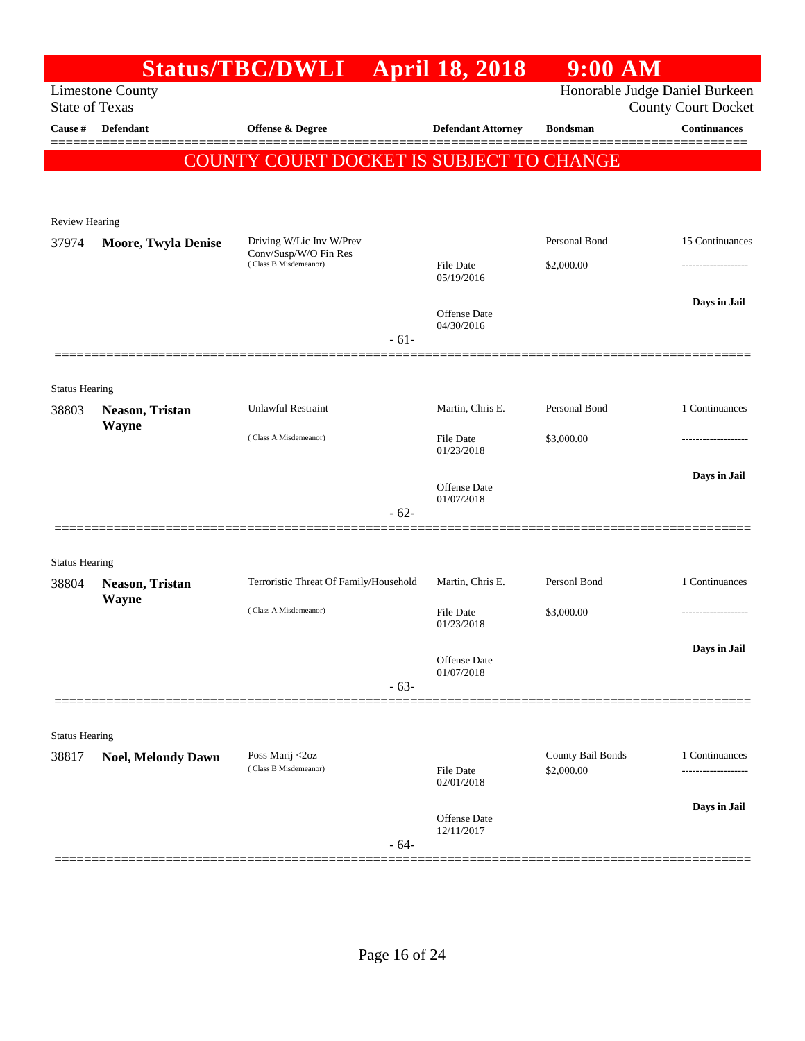# Status/TBC/DWLI April 18, 2018 9:00 AM

Limestone County
State of Texas

Honorable Judge Daniel Burkeen
County Court Docket

| Cause # | Defendant | Offense & Degree | Defendant Attorney | Bondsman | Continuances |
|---|---|---|---|---|---|

**COUNTY COURT DOCKET IS SUBJECT TO CHANGE**

Review Hearing

| Cause # | Defendant | Offense & Degree | Defendant Attorney | Bondsman | Continuances |
|---|---|---|---|---|---|
| 37974 | **Moore, Twyla Denise** | Driving W/Lic Inv W/Prev Conv/Susp/W/O Fin Res (Class B Misdemeanor) | File Date 05/19/2016 Offense Date 04/30/2016 | Personal Bond $2,000.00 | 15 Continuances ------------------- **Days in Jail** |

- 61-

Status Hearing

| Cause # | Defendant | Offense & Degree | Defendant Attorney | Bondsman | Continuances |
|---|---|---|---|---|---|
| 38803 | **Neason, Tristan Wayne** | Unlawful Restraint (Class A Misdemeanor) | Martin, Chris E. File Date 01/23/2018 Offense Date 01/07/2018 | Personal Bond $3,000.00 | 1 Continuances ------------------- **Days in Jail** |

- 62-

Status Hearing

| Cause # | Defendant | Offense & Degree | Defendant Attorney | Bondsman | Continuances |
|---|---|---|---|---|---|
| 38804 | **Neason, Tristan Wayne** | Terroristic Threat Of Family/Household (Class A Misdemeanor) | Martin, Chris E. File Date 01/23/2018 Offense Date 01/07/2018 | Personl Bond $3,000.00 | 1 Continuances ------------------- **Days in Jail** |

- 63-

Status Hearing

| Cause # | Defendant | Offense & Degree | Defendant Attorney | Bondsman | Continuances |
|---|---|---|---|---|---|
| 38817 | **Noel, Melondy Dawn** | Poss Marij <2oz (Class B Misdemeanor) | File Date 02/01/2018 Offense Date 12/11/2017 | County Bail Bonds $2,000.00 | 1 Continuances ------------------- **Days in Jail** |

- 64-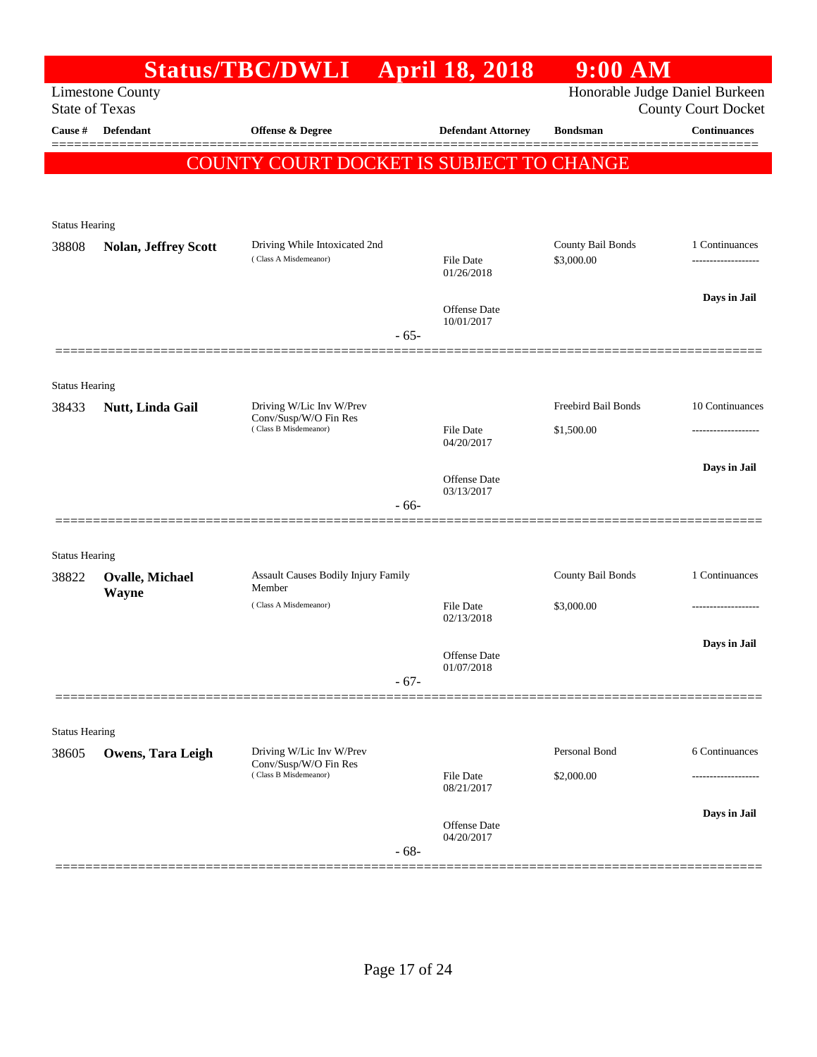# Status/TBC/DWLI April 18, 2018 9:00 AM

Limestone County
State of Texas

Honorable Judge Daniel Burkeen
County Court Docket

| Cause # | Defendant | Offense & Degree | Defendant Attorney | Bondsman | Continuances |
|---|---|---|---|---|---|

**COUNTY COURT DOCKET IS SUBJECT TO CHANGE**

Status Hearing

| Cause # | Defendant | Offense & Degree | Defendant Attorney | Bondsman | Continuances |
|---|---|---|---|---|---|
| 38808 | **Nolan, Jeffrey Scott** | Driving While Intoxicated 2nd (Class A Misdemeanor) | File Date 01/26/2018<br>Offense Date 10/01/2017 | County Bail Bonds<br>$3,000.00 | 1 Continuances<br>-------------------<br>**Days in Jail** |

- 65-

Status Hearing

| Cause # | Defendant | Offense & Degree | Defendant Attorney | Bondsman | Continuances |
|---|---|---|---|---|---|
| 38433 | **Nutt, Linda Gail** | Driving W/Lic Inv W/Prev Conv/Susp/W/O Fin Res (Class B Misdemeanor) | File Date 04/20/2017<br>Offense Date 03/13/2017 | Freebird Bail Bonds<br>$1,500.00 | 10 Continuances<br>-------------------<br>**Days in Jail** |

- 66-

Status Hearing

| Cause # | Defendant | Offense & Degree | Defendant Attorney | Bondsman | Continuances |
|---|---|---|---|---|---|
| 38822 | **Ovalle, Michael Wayne** | Assault Causes Bodily Injury Family Member (Class A Misdemeanor) | File Date 02/13/2018<br>Offense Date 01/07/2018 | County Bail Bonds<br>$3,000.00 | 1 Continuances<br>-------------------<br>**Days in Jail** |

- 67-

Status Hearing

| Cause # | Defendant | Offense & Degree | Defendant Attorney | Bondsman | Continuances |
|---|---|---|---|---|---|
| 38605 | **Owens, Tara Leigh** | Driving W/Lic Inv W/Prev Conv/Susp/W/O Fin Res (Class B Misdemeanor) | File Date 08/21/2017<br>Offense Date 04/20/2017 | Personal Bond<br>$2,000.00 | 6 Continuances<br>-------------------<br>**Days in Jail** |

- 68-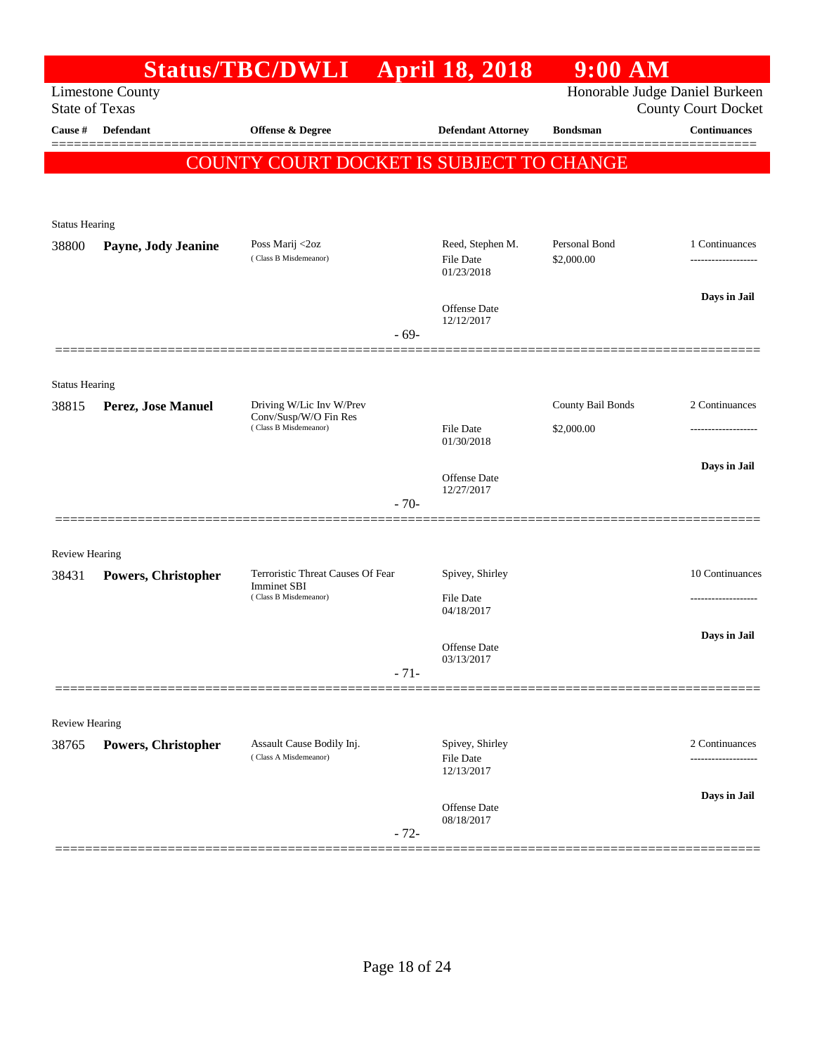# Status/TBC/DWLI April 18, 2018 9:00 AM

Limestone County
State of Texas

Honorable Judge Daniel Burkeen
County Court Docket

| Cause # | Defendant | Offense & Degree | Defendant Attorney | Bondsman | Continuances |
|---|---|---|---|---|---|

**COUNTY COURT DOCKET IS SUBJECT TO CHANGE**

Status Hearing

| Cause # | Defendant | Offense & Degree | Defendant Attorney | Bondsman | Continuances |
|---|---|---|---|---|---|
| 38800 | **Payne, Jody Jeanine** | Poss Marij <2oz (Class B Misdemeanor) | Reed, Stephen M. File Date 01/23/2018 Offense Date 12/12/2017 | Personal Bond $2,000.00 | 1 Continuances ------------------- **Days in Jail** |

- 69-

Status Hearing

| Cause # | Defendant | Offense & Degree | Defendant Attorney | Bondsman | Continuances |
|---|---|---|---|---|---|
| 38815 | **Perez, Jose Manuel** | Driving W/Lic Inv W/Prev Conv/Susp/W/O Fin Res (Class B Misdemeanor) | File Date 01/30/2018 Offense Date 12/27/2017 | County Bail Bonds $2,000.00 | 2 Continuances ------------------- **Days in Jail** |

- 70-

Review Hearing

| Cause # | Defendant | Offense & Degree | Defendant Attorney | Bondsman | Continuances |
|---|---|---|---|---|---|
| 38431 | **Powers, Christopher** | Terroristic Threat Causes Of Fear Imminet SBI (Class B Misdemeanor) | Spivey, Shirley File Date 04/18/2017 Offense Date 03/13/2017 | | 10 Continuances ------------------- **Days in Jail** |

- 71-

Review Hearing

| Cause # | Defendant | Offense & Degree | Defendant Attorney | Bondsman | Continuances |
|---|---|---|---|---|---|
| 38765 | **Powers, Christopher** | Assault Cause Bodily Inj. (Class A Misdemeanor) | Spivey, Shirley File Date 12/13/2017 Offense Date 08/18/2017 | | 2 Continuances ------------------- **Days in Jail** |

- 72-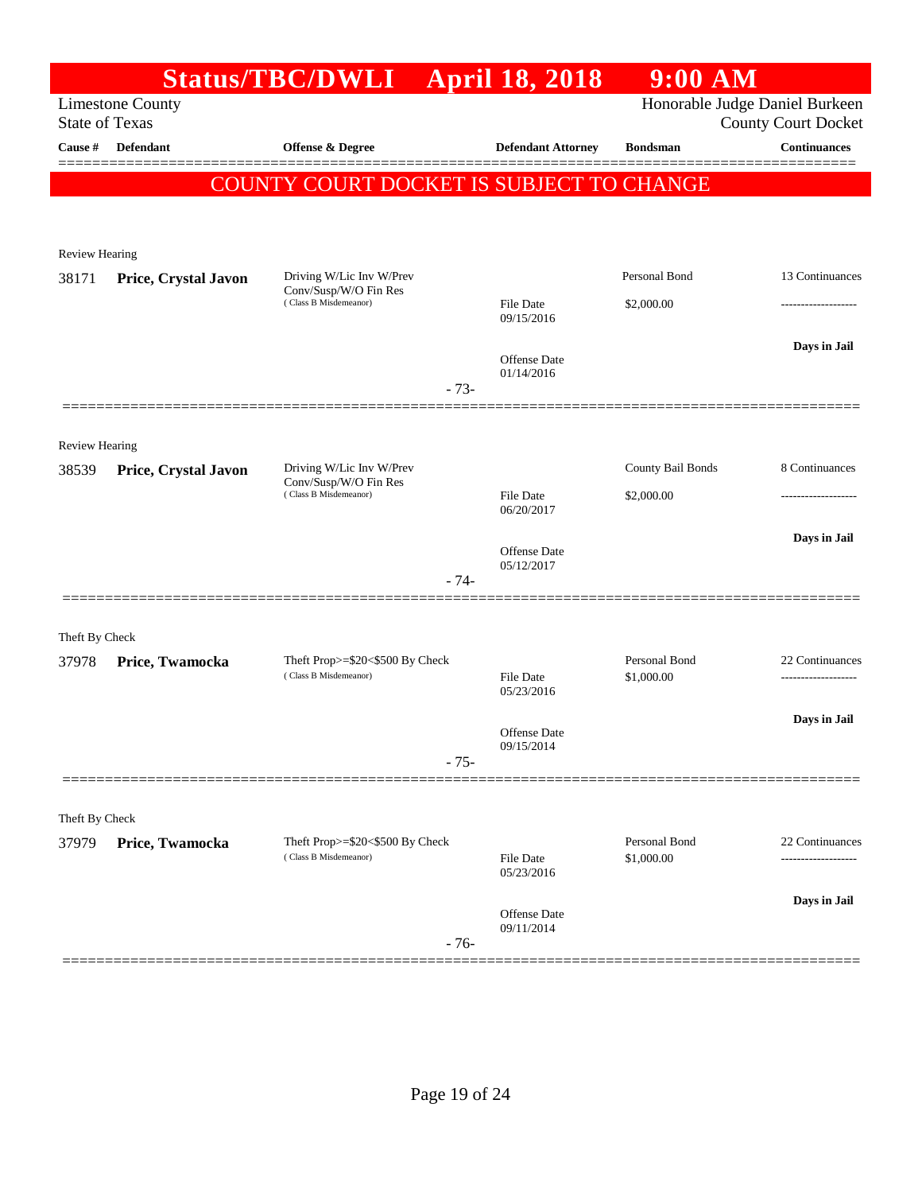# Status/TBC/DWLI April 18, 2018 9:00 AM

Limestone County
State of Texas

Honorable Judge Daniel Burkeen
County Court Docket

| Cause # | Defendant | Offense & Degree | Defendant Attorney | Bondsman | Continuances |
|---|---|---|---|---|---|

**COUNTY COURT DOCKET IS SUBJECT TO CHANGE**

Review Hearing

| Cause # | Defendant | Offense & Degree | Defendant Attorney | Bondsman | Continuances |
|---|---|---|---|---|---|
| 38171 | **Price, Crystal Javon** | Driving W/Lic Inv W/Prev Conv/Susp/W/O Fin Res (Class B Misdemeanor) | File Date 09/15/2016 | Personal Bond $2,000.00 | 13 Continuances |
| | | | Offense Date 01/14/2016 | | Days in Jail |

- 73-

Review Hearing

| Cause # | Defendant | Offense & Degree | Defendant Attorney | Bondsman | Continuances |
|---|---|---|---|---|---|
| 38539 | **Price, Crystal Javon** | Driving W/Lic Inv W/Prev Conv/Susp/W/O Fin Res (Class B Misdemeanor) | File Date 06/20/2017 | County Bail Bonds $2,000.00 | 8 Continuances |
| | | | Offense Date 05/12/2017 | | Days in Jail |

- 74-

Theft By Check

| Cause # | Defendant | Offense & Degree | Defendant Attorney | Bondsman | Continuances |
|---|---|---|---|---|---|
| 37978 | **Price, Twamocka** | Theft Prop>=$20<$500 By Check (Class B Misdemeanor) | File Date 05/23/2016 | Personal Bond $1,000.00 | 22 Continuances |
| | | | Offense Date 09/15/2014 | | Days in Jail |

- 75-

Theft By Check

| Cause # | Defendant | Offense & Degree | Defendant Attorney | Bondsman | Continuances |
|---|---|---|---|---|---|
| 37979 | **Price, Twamocka** | Theft Prop>=$20<$500 By Check (Class B Misdemeanor) | File Date 05/23/2016 | Personal Bond $1,000.00 | 22 Continuances |
| | | | Offense Date 09/11/2014 | | Days in Jail |

- 76-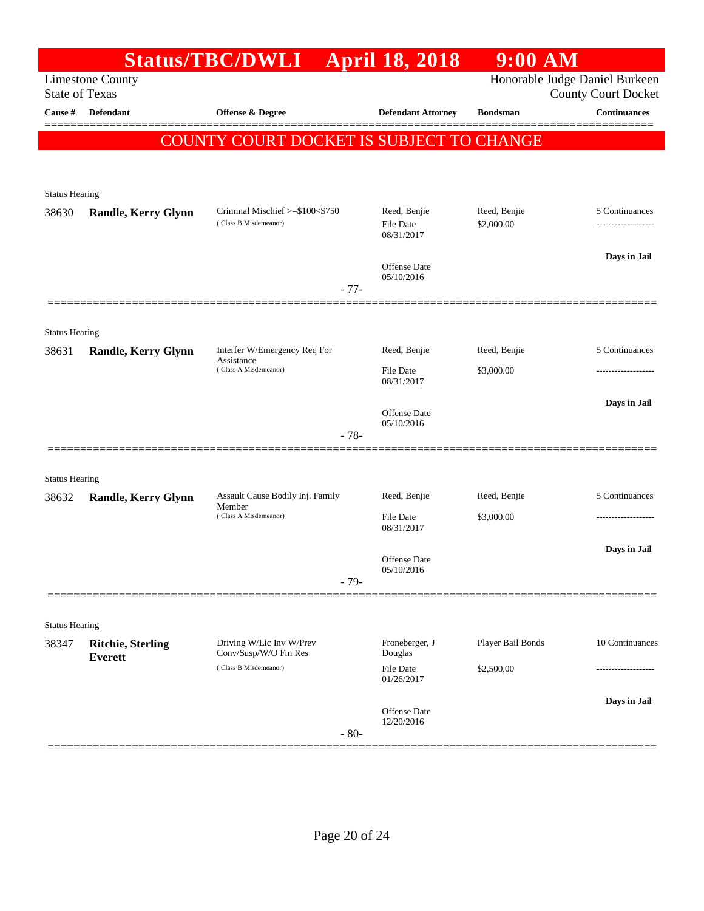# Status/TBC/DWLI April 18, 2018 9:00 AM

Limestone County
State of Texas

Honorable Judge Daniel Burkeen
County Court Docket

| Cause # | Defendant | Offense & Degree | Defendant Attorney | Bondsman | Continuances |
|---|---|---|---|---|---|

**COUNTY COURT DOCKET IS SUBJECT TO CHANGE**

Status Hearing

| Cause # | Defendant | Offense & Degree | Defendant Attorney | Bondsman | Continuances |
|---|---|---|---|---|---|
| 38630 | **Randle, Kerry Glynn** | Criminal Mischief >=$100<$750 (Class B Misdemeanor) | Reed, Benjie<br>File Date 08/31/2017<br>Offense Date 05/10/2016 | Reed, Benjie<br>$2,000.00 | 5 Continuances<br>-------------------<br>**Days in Jail** |

- 77-

Status Hearing

| Cause # | Defendant | Offense & Degree | Defendant Attorney | Bondsman | Continuances |
|---|---|---|---|---|---|
| 38631 | **Randle, Kerry Glynn** | Interfer W/Emergency Req For Assistance (Class A Misdemeanor) | Reed, Benjie<br>File Date 08/31/2017<br>Offense Date 05/10/2016 | Reed, Benjie<br>$3,000.00 | 5 Continuances<br>-------------------<br>**Days in Jail** |

- 78-

Status Hearing

| Cause # | Defendant | Offense & Degree | Defendant Attorney | Bondsman | Continuances |
|---|---|---|---|---|---|
| 38632 | **Randle, Kerry Glynn** | Assault Cause Bodily Inj. Family Member (Class A Misdemeanor) | Reed, Benjie<br>File Date 08/31/2017<br>Offense Date 05/10/2016 | Reed, Benjie<br>$3,000.00 | 5 Continuances<br>-------------------<br>**Days in Jail** |

- 79-

Status Hearing

| Cause # | Defendant | Offense & Degree | Defendant Attorney | Bondsman | Continuances |
|---|---|---|---|---|---|
| 38347 | **Ritchie, Sterling Everett** | Driving W/Lic Inv W/Prev Conv/Susp/W/O Fin Res (Class B Misdemeanor) | Froneberger, J Douglas<br>File Date 01/26/2017<br>Offense Date 12/20/2016 | Player Bail Bonds<br>$2,500.00 | 10 Continuances<br>-------------------<br>**Days in Jail** |

- 80-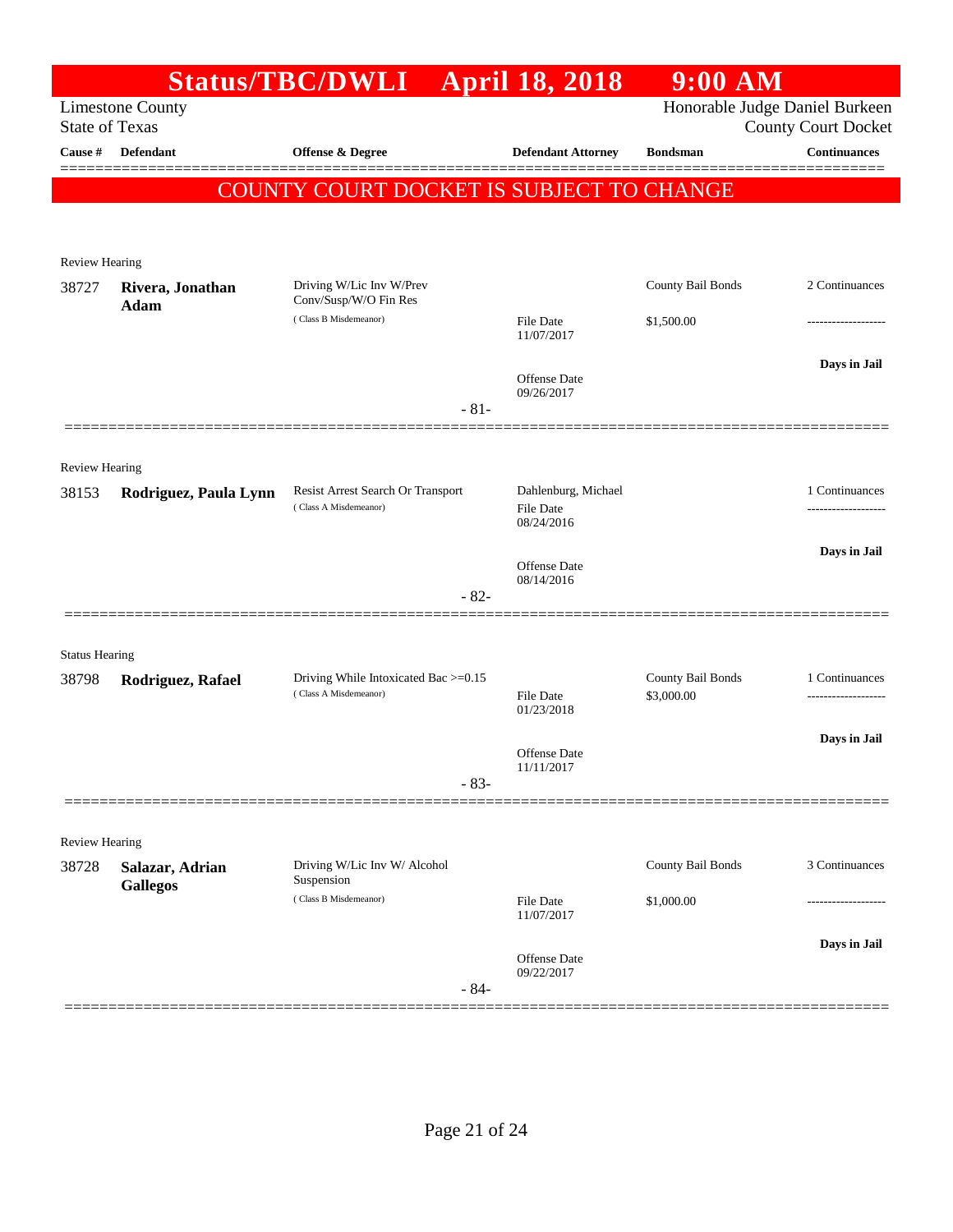# Status/TBC/DWLI April 18, 2018 9:00 AM

Limestone County
State of Texas

Honorable Judge Daniel Burkeen
County Court Docket

| Cause # | Defendant | Offense & Degree | Defendant Attorney | Bondsman | Continuances |
|---|---|---|---|---|---|

**COUNTY COURT DOCKET IS SUBJECT TO CHANGE**

---

Review Hearing

| Cause # | Defendant | Offense & Degree | Defendant Attorney | Bondsman | Continuances |
|---|---|---|---|---|---|
| 38727 | **Rivera, Jonathan Adam** | Driving W/Lic Inv W/Prev Conv/Susp/W/O Fin Res (Class B Misdemeanor) | File Date 11/07/2017<br>Offense Date 09/26/2017 | County Bail Bonds<br>$1,500.00 | 2 Continuances<br>-------------------<br>**Days in Jail** |

- 81-

---

Review Hearing

| Cause # | Defendant | Offense & Degree | Defendant Attorney | Bondsman | Continuances |
|---|---|---|---|---|---|
| 38153 | **Rodriguez, Paula Lynn** | Resist Arrest Search Or Transport (Class A Misdemeanor) | Dahlenburg, Michael<br>File Date 08/24/2016<br>Offense Date 08/14/2016 | | 1 Continuances<br>-------------------<br>**Days in Jail** |

- 82-

---

Status Hearing

| Cause # | Defendant | Offense & Degree | Defendant Attorney | Bondsman | Continuances |
|---|---|---|---|---|---|
| 38798 | **Rodriguez, Rafael** | Driving While Intoxicated Bac >=0.15 (Class A Misdemeanor) | File Date 01/23/2018<br>Offense Date 11/11/2017 | County Bail Bonds<br>$3,000.00 | 1 Continuances<br>-------------------<br>**Days in Jail** |

- 83-

---

Review Hearing

| Cause # | Defendant | Offense & Degree | Defendant Attorney | Bondsman | Continuances |
|---|---|---|---|---|---|
| 38728 | **Salazar, Adrian Gallegos** | Driving W/Lic Inv W/ Alcohol Suspension (Class B Misdemeanor) | File Date 11/07/2017<br>Offense Date 09/22/2017 | County Bail Bonds<br>$1,000.00 | 3 Continuances<br>-------------------<br>**Days in Jail** |

- 84-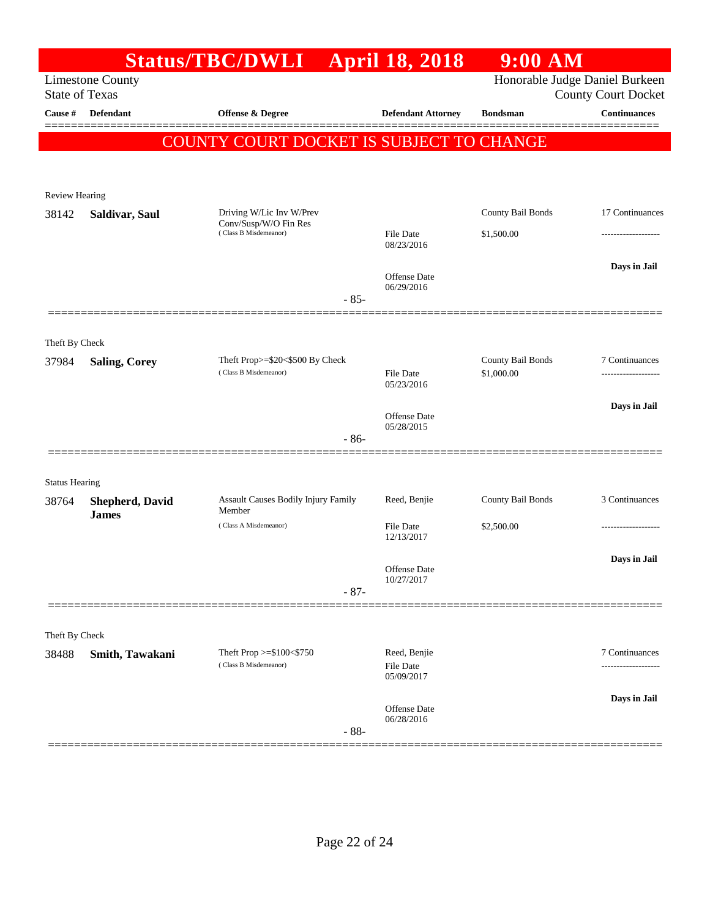# Status/TBC/DWLI April 18, 2018 9:00 AM

Limestone County
State of Texas

Honorable Judge Daniel Burkeen
County Court Docket

| Cause # | Defendant | Offense & Degree | Defendant Attorney | Bondsman | Continuances |
|---|---|---|---|---|---|

## COUNTY COURT DOCKET IS SUBJECT TO CHANGE

Review Hearing

| Cause # | Defendant | Offense & Degree | Defendant Attorney | Bondsman | Continuances |
|---|---|---|---|---|---|
| 38142 | **Saldivar, Saul** | Driving W/Lic Inv W/Prev Conv/Susp/W/O Fin Res (Class B Misdemeanor) | File Date 08/23/2016; Offense Date 06/29/2016 | County Bail Bonds $1,500.00 | 17 Continuances; Days in Jail |

-85-

Theft By Check

| Cause # | Defendant | Offense & Degree | Defendant Attorney | Bondsman | Continuances |
|---|---|---|---|---|---|
| 37984 | **Saling, Corey** | Theft Prop>=$20<$500 By Check (Class B Misdemeanor) | File Date 05/23/2016; Offense Date 05/28/2015 | County Bail Bonds $1,000.00 | 7 Continuances; Days in Jail |

-86-

Status Hearing

| Cause # | Defendant | Offense & Degree | Defendant Attorney | Bondsman | Continuances |
|---|---|---|---|---|---|
| 38764 | **Shepherd, David James** | Assault Causes Bodily Injury Family Member (Class A Misdemeanor) | Reed, Benjie; File Date 12/13/2017; Offense Date 10/27/2017 | County Bail Bonds $2,500.00 | 3 Continuances; Days in Jail |

-87-

Theft By Check

| Cause # | Defendant | Offense & Degree | Defendant Attorney | Bondsman | Continuances |
|---|---|---|---|---|---|
| 38488 | **Smith, Tawakani** | Theft Prop >=$100<$750 (Class B Misdemeanor) | Reed, Benjie; File Date 05/09/2017; Offense Date 06/28/2016 | | 7 Continuances; Days in Jail |

-88-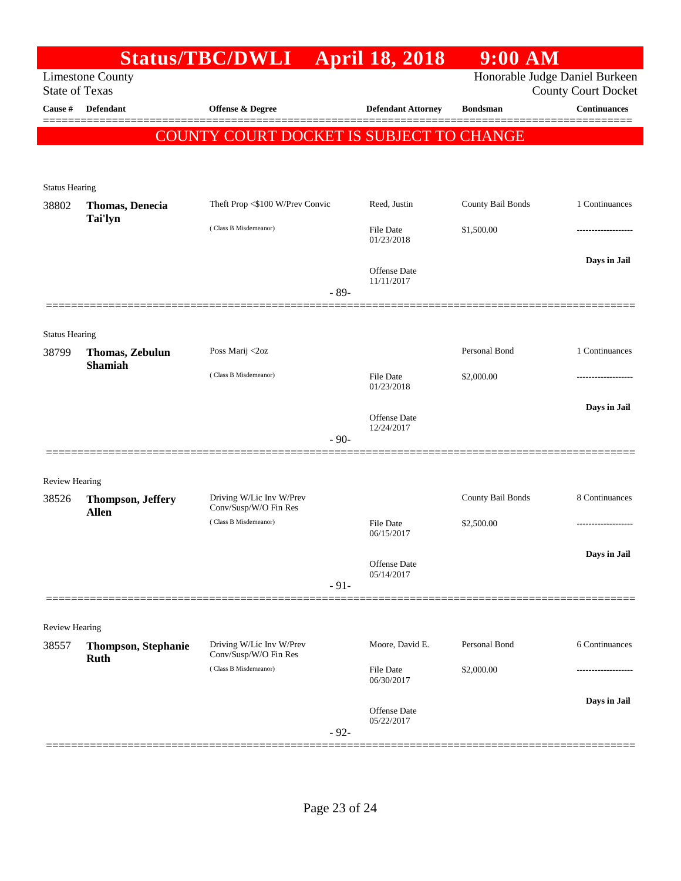# Status/TBC/DWLI April 18, 2018 9:00 AM

Limestone County
State of Texas

Honorable Judge Daniel Burkeen
County Court Docket

| Cause # | Defendant | Offense & Degree | Defendant Attorney | Bondsman | Continuances |
|---|---|---|---|---|---|

**COUNTY COURT DOCKET IS SUBJECT TO CHANGE**

Status Hearing

| Cause # | Defendant | Offense & Degree | Defendant Attorney | Bondsman | Continuances |
|---|---|---|---|---|---|
| 38802 | **Thomas, Denecia Tai'lyn** | Theft Prop <$100 W/Prev Convic (Class B Misdemeanor) | Reed, Justin | County Bail Bonds | 1 Continuances |
| | | | File Date 01/23/2018 | $1,500.00 | ------------------- |
| | | | Offense Date 11/11/2017 | | **Days in Jail** |

- 89-

Status Hearing

| Cause # | Defendant | Offense & Degree | Defendant Attorney | Bondsman | Continuances |
|---|---|---|---|---|---|
| 38799 | **Thomas, Zebulun Shamiah** | Poss Marij <2oz (Class B Misdemeanor) | | Personal Bond | 1 Continuances |
| | | | File Date 01/23/2018 | $2,000.00 | ------------------- |
| | | | Offense Date 12/24/2017 | | **Days in Jail** |

- 90-

Review Hearing

| Cause # | Defendant | Offense & Degree | Defendant Attorney | Bondsman | Continuances |
|---|---|---|---|---|---|
| 38526 | **Thompson, Jeffery Allen** | Driving W/Lic Inv W/Prev Conv/Susp/W/O Fin Res (Class B Misdemeanor) | | County Bail Bonds | 8 Continuances |
| | | | File Date 06/15/2017 | $2,500.00 | ------------------- |
| | | | Offense Date 05/14/2017 | | **Days in Jail** |

- 91-

Review Hearing

| Cause # | Defendant | Offense & Degree | Defendant Attorney | Bondsman | Continuances |
|---|---|---|---|---|---|
| 38557 | **Thompson, Stephanie Ruth** | Driving W/Lic Inv W/Prev Conv/Susp/W/O Fin Res (Class B Misdemeanor) | Moore, David E. | Personal Bond | 6 Continuances |
| | | | File Date 06/30/2017 | $2,000.00 | ------------------- |
| | | | Offense Date 05/22/2017 | | **Days in Jail** |

- 92-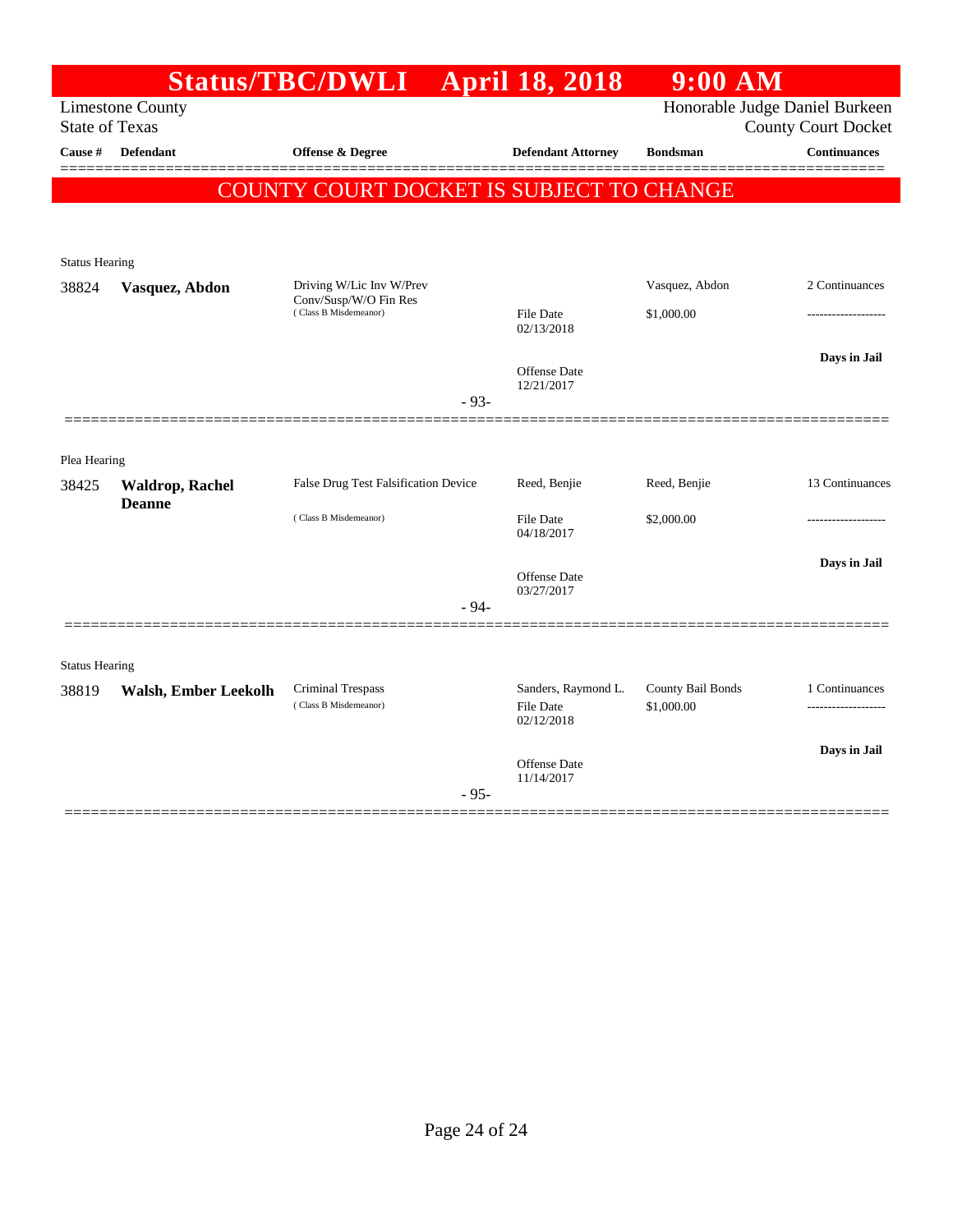# Status/TBC/DWLI April 18, 2018 9:00 AM

Limestone County
State of Texas

Honorable Judge Daniel Burkeen
County Court Docket

| Cause # | Defendant | Offense & Degree | Defendant Attorney | Bondsman | Continuances |
|---|---|---|---|---|---|

**COUNTY COURT DOCKET IS SUBJECT TO CHANGE**

Status Hearing

| Cause # | Defendant | Offense & Degree | Defendant Attorney | Bondsman | Continuances |
|---|---|---|---|---|---|
| 38824 | **Vasquez, Abdon** | Driving W/Lic Inv W/Prev Conv/Susp/W/O Fin Res (Class B Misdemeanor) | | Vasquez, Abdon | 2 Continuances |
| | | | File Date 02/13/2018 | $1,000.00 | ------------------- |
| | | | Offense Date 12/21/2017 | | **Days in Jail** |

- 93-

Plea Hearing

| Cause # | Defendant | Offense & Degree | Defendant Attorney | Bondsman | Continuances |
|---|---|---|---|---|---|
| 38425 | **Waldrop, Rachel Deanne** | False Drug Test Falsification Device (Class B Misdemeanor) | Reed, Benjie | Reed, Benjie | 13 Continuances |
| | | | File Date 04/18/2017 | $2,000.00 | ------------------- |
| | | | Offense Date 03/27/2017 | | **Days in Jail** |

- 94-

Status Hearing

| Cause # | Defendant | Offense & Degree | Defendant Attorney | Bondsman | Continuances |
|---|---|---|---|---|---|
| 38819 | **Walsh, Ember Leekolh** | Criminal Trespass (Class B Misdemeanor) | Sanders, Raymond L. | County Bail Bonds | 1 Continuances |
| | | | File Date 02/12/2018 | $1,000.00 | ------------------- |
| | | | Offense Date 11/14/2017 | | **Days in Jail** |

- 95-